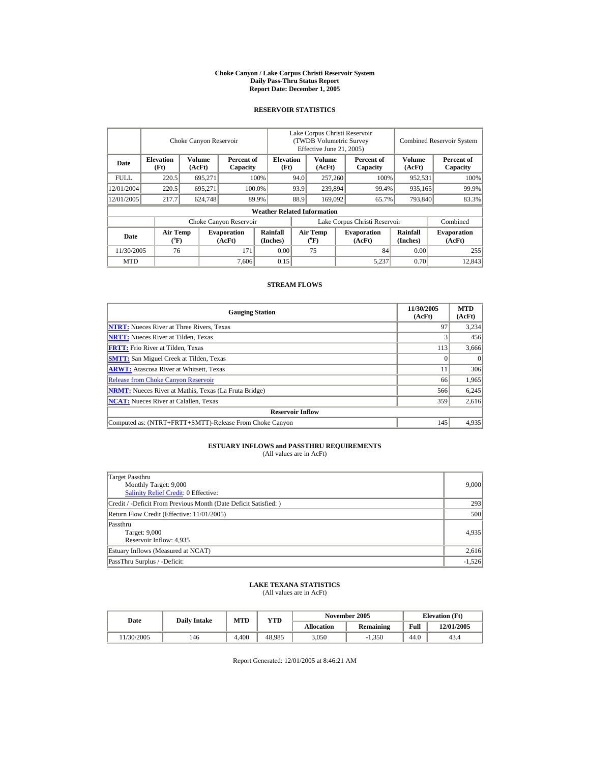# Choke Canyon / Lake Corpus Christi Reservoir System
## Daily Pass-Thru Status Report
### Report Date: December 1, 2005

## RESERVOIR STATISTICS

| Date | Choke Canyon Reservoir | | | Lake Corpus Christi Reservoir (TWDB Volumetric Survey Effective June 21, 2005) | | | Combined Reservoir System | |
|---|---|---|---|---|---|---|---|---|
| | Elevation (Ft) | Volume (AcFt) | Percent of Capacity | Elevation (Ft) | Volume (AcFt) | Percent of Capacity | Volume (AcFt) | Percent of Capacity |
| FULL | 220.5 | 695,271 | 100% | 94.0 | 257,260 | 100% | 952,531 | 100% |
| 12/01/2004 | 220.5 | 695,271 | 100.0% | 93.9 | 239,894 | 99.4% | 935,165 | 99.9% |
| 12/01/2005 | 217.7 | 624,748 | 89.9% | 88.9 | 169,092 | 65.7% | 793,840 | 83.3% |

**Weather Related Information**

| Date | Choke Canyon Reservoir | | | Lake Corpus Christi Reservoir | | | Combined |
|---|---|---|---|---|---|---|---|
| | Air Temp (°F) | Evaporation (AcFt) | Rainfall (Inches) | Air Temp (°F) | Evaporation (AcFt) | Rainfall (Inches) | Evaporation (AcFt) |
| 11/30/2005 | 76 | 171 | 0.00 | 75 | 84 | 0.00 | 255 |
| MTD | | 7,606 | 0.15 | | 5,237 | 0.70 | 12,843 |

## STREAM FLOWS

| Gauging Station | 11/30/2005 (AcFt) | MTD (AcFt) |
|---|---|---|
| NTRT: Nueces River at Three Rivers, Texas | 97 | 3,234 |
| NRTT: Nueces River at Tilden, Texas | 3 | 456 |
| FRTT: Frio River at Tilden, Texas | 113 | 3,666 |
| SMTT: San Miguel Creek at Tilden, Texas | 0 | 0 |
| ARWT: Atascosa River at Whitsett, Texas | 11 | 306 |
| Release from Choke Canyon Reservoir | 66 | 1,965 |
| NRMT: Nueces River at Mathis, Texas (La Fruta Bridge) | 566 | 6,245 |
| NCAT: Nueces River at Calallen, Texas | 359 | 2,616 |
| **Reservoir Inflow** | | |
| Computed as: (NTRT+FRTT+SMTT)-Release From Choke Canyon | 145 | 4,935 |

## ESTUARY INFLOWS and PASSTHRU REQUIREMENTS
(All values are in AcFt)

| Item | Value |
|---|---|
| Target Passthru<br>Monthly Target: 9,000<br>Salinity Relief Credit: 0 Effective: | 9,000 |
| Credit / -Deficit From Previous Month (Date Deficit Satisfied: ) | 293 |
| Return Flow Credit (Effective: 11/01/2005) | 500 |
| Passthru<br>Target: 9,000<br>Reservoir Inflow: 4,935 | 4,935 |
| Estuary Inflows (Measured at NCAT) | 2,616 |
| PassThru Surplus / -Deficit: | -1,526 |

## LAKE TEXANA STATISTICS
(All values are in AcFt)

| Date | Daily Intake | MTD | YTD | November 2005 | | Elevation (Ft) | |
|---|---|---|---|---|---|---|---|
| | | | | Allocation | Remaining | Full | 12/01/2005 |
| 11/30/2005 | 146 | 4,400 | 48,985 | 3,050 | -1,350 | 44.0 | 43.4 |

Report Generated: 12/01/2005 at 8:46:21 AM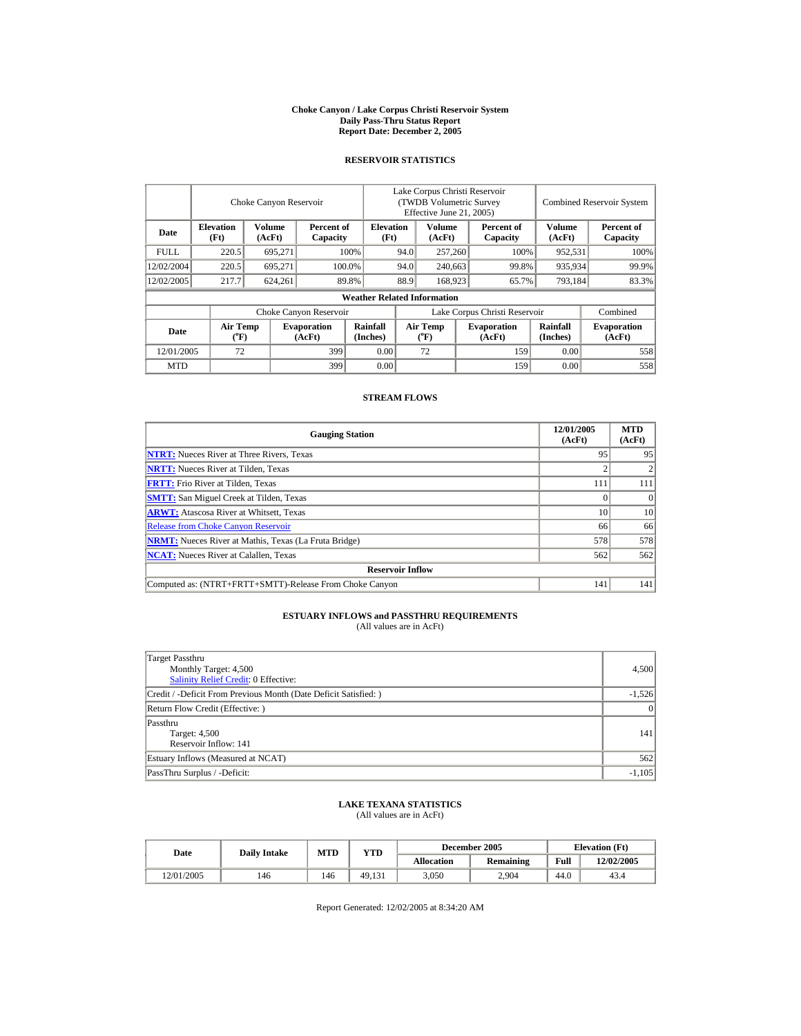# Choke Canyon / Lake Corpus Christi Reservoir System
## Daily Pass-Thru Status Report
### Report Date: December 2, 2005

## RESERVOIR STATISTICS

| Date | Choke Canyon Reservoir | | | Lake Corpus Christi Reservoir (TWDB Volumetric Survey Effective June 21, 2005) | | | Combined Reservoir System | |
|---|---|---|---|---|---|---|---|---|
| | Elevation (Ft) | Volume (AcFt) | Percent of Capacity | Elevation (Ft) | Volume (AcFt) | Percent of Capacity | Volume (AcFt) | Percent of Capacity |
| FULL | 220.5 | 695,271 | 100% | 94.0 | 257,260 | 100% | 952,531 | 100% |
| 12/02/2004 | 220.5 | 695,271 | 100.0% | 94.0 | 240,663 | 99.8% | 935,934 | 99.9% |
| 12/02/2005 | 217.7 | 624,261 | 89.8% | 88.9 | 168,923 | 65.7% | 793,184 | 83.3% |

**Weather Related Information**

| Date | Choke Canyon Reservoir | | | Lake Corpus Christi Reservoir | | | Combined |
|---|---|---|---|---|---|---|---|
| | Air Temp (°F) | Evaporation (AcFt) | Rainfall (Inches) | Air Temp (°F) | Evaporation (AcFt) | Rainfall (Inches) | Evaporation (AcFt) |
| 12/01/2005 | 72 | 399 | 0.00 | 72 | 159 | 0.00 | 558 |
| MTD | | 399 | 0.00 | | 159 | 0.00 | 558 |

## STREAM FLOWS

| Gauging Station | 12/01/2005 (AcFt) | MTD (AcFt) |
|---|---|---|
| NTRT: Nueces River at Three Rivers, Texas | 95 | 95 |
| NRTT: Nueces River at Tilden, Texas | 2 | 2 |
| FRTT: Frio River at Tilden, Texas | 111 | 111 |
| SMTT: San Miguel Creek at Tilden, Texas | 0 | 0 |
| ARWT: Atascosa River at Whitsett, Texas | 10 | 10 |
| Release from Choke Canyon Reservoir | 66 | 66 |
| NRMT: Nueces River at Mathis, Texas (La Fruta Bridge) | 578 | 578 |
| NCAT: Nueces River at Calallen, Texas | 562 | 562 |
| **Reservoir Inflow** | | |
| Computed as: (NTRT+FRTT+SMTT)-Release From Choke Canyon | 141 | 141 |

## ESTUARY INFLOWS and PASSTHRU REQUIREMENTS
(All values are in AcFt)

| | |
|---|---|
| Target Passthru<br>Monthly Target: 4,500<br>Salinity Relief Credit: 0 Effective: | 4,500 |
| Credit / -Deficit From Previous Month (Date Deficit Satisfied: ) | -1,526 |
| Return Flow Credit (Effective: ) | 0 |
| Passthru<br>Target: 4,500<br>Reservoir Inflow: 141 | 141 |
| Estuary Inflows (Measured at NCAT) | 562 |
| PassThru Surplus / -Deficit: | -1,105 |

## LAKE TEXANA STATISTICS
(All values are in AcFt)

| Date | Daily Intake | MTD | YTD | December 2005 | | Elevation (Ft) | |
|---|---|---|---|---|---|---|---|
| | | | | Allocation | Remaining | Full | 12/02/2005 |
| 12/01/2005 | 146 | 146 | 49,131 | 3,050 | 2,904 | 44.0 | 43.4 |

Report Generated: 12/02/2005 at 8:34:20 AM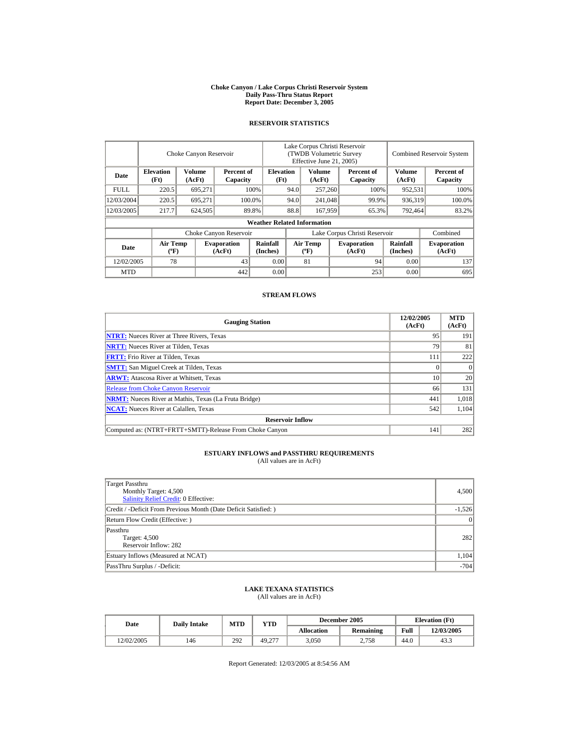# Choke Canyon / Lake Corpus Christi Reservoir System
## Daily Pass-Thru Status Report
### Report Date: December 3, 2005

## RESERVOIR STATISTICS

| Date | Choke Canyon Reservoir | | | Lake Corpus Christi Reservoir (TWDB Volumetric Survey Effective June 21, 2005) | | | Combined Reservoir System | |
|---|---|---|---|---|---|---|---|---|
| | Elevation (Ft) | Volume (AcFt) | Percent of Capacity | Elevation (Ft) | Volume (AcFt) | Percent of Capacity | Volume (AcFt) | Percent of Capacity |
| FULL | 220.5 | 695,271 | 100% | 94.0 | 257,260 | 100% | 952,531 | 100% |
| 12/03/2004 | 220.5 | 695,271 | 100.0% | 94.0 | 241,048 | 99.9% | 936,319 | 100.0% |
| 12/03/2005 | 217.7 | 624,505 | 89.8% | 88.8 | 167,959 | 65.3% | 792,464 | 83.2% |

**Weather Related Information**

| Date | Choke Canyon Reservoir | | | Lake Corpus Christi Reservoir | | | Combined |
|---|---|---|---|---|---|---|---|
| | Air Temp (ºF) | Evaporation (AcFt) | Rainfall (Inches) | Air Temp (ºF) | Evaporation (AcFt) | Rainfall (Inches) | Evaporation (AcFt) |
| 12/02/2005 | 78 | 43 | 0.00 | 81 | 94 | 0.00 | 137 |
| MTD | | 442 | 0.00 | | 253 | 0.00 | 695 |

## STREAM FLOWS

| Gauging Station | 12/02/2005 (AcFt) | MTD (AcFt) |
|---|---|---|
| **NTRT:** Nueces River at Three Rivers, Texas | 95 | 191 |
| **NRTT:** Nueces River at Tilden, Texas | 79 | 81 |
| **FRTT:** Frio River at Tilden, Texas | 111 | 222 |
| **SMTT:** San Miguel Creek at Tilden, Texas | 0 | 0 |
| **ARWT:** Atascosa River at Whitsett, Texas | 10 | 20 |
| Release from Choke Canyon Reservoir | 66 | 131 |
| **NRMT:** Nueces River at Mathis, Texas (La Fruta Bridge) | 441 | 1,018 |
| **NCAT:** Nueces River at Calallen, Texas | 542 | 1,104 |
| **Reservoir Inflow** | | |
| Computed as: (NTRT+FRTT+SMTT)-Release From Choke Canyon | 141 | 282 |

## ESTUARY INFLOWS and PASSTHRU REQUIREMENTS
(All values are in AcFt)

| | |
|---|---|
| Target Passthru<br>Monthly Target: 4,500<br>Salinity Relief Credit: 0 Effective: | 4,500 |
| Credit / -Deficit From Previous Month (Date Deficit Satisfied: ) | -1,526 |
| Return Flow Credit (Effective: ) | 0 |
| Passthru<br>Target: 4,500<br>Reservoir Inflow: 282 | 282 |
| Estuary Inflows (Measured at NCAT) | 1,104 |
| PassThru Surplus / -Deficit: | -704 |

## LAKE TEXANA STATISTICS
(All values are in AcFt)

| Date | Daily Intake | MTD | YTD | December 2005 | | Elevation (Ft) | |
|---|---|---|---|---|---|---|---|
| | | | | Allocation | Remaining | Full | 12/03/2005 |
| 12/02/2005 | 146 | 292 | 49,277 | 3,050 | 2,758 | 44.0 | 43.3 |

Report Generated: 12/03/2005 at 8:54:56 AM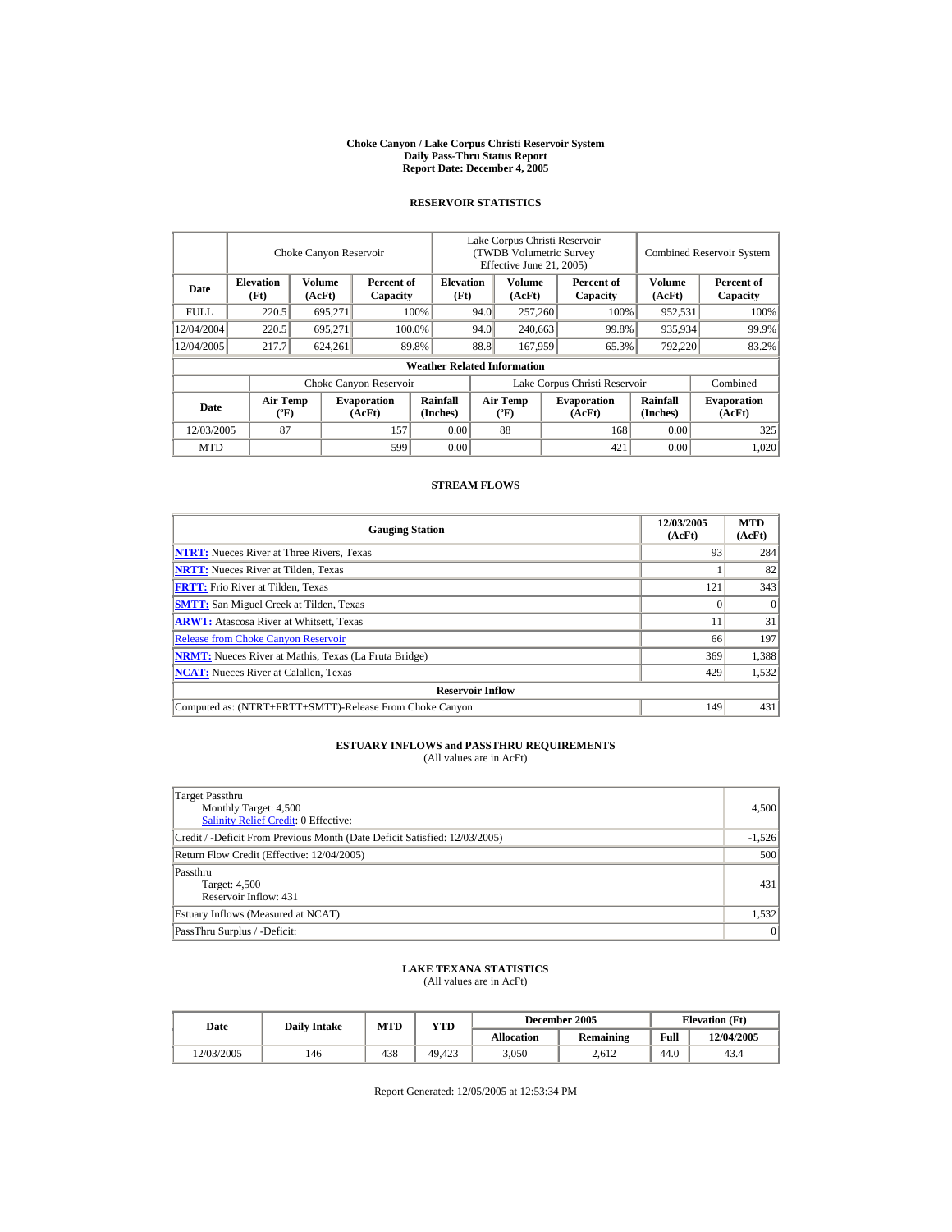**Choke Canyon / Lake Corpus Christi Reservoir System**
**Daily Pass-Thru Status Report**
**Report Date: December 4, 2005**

## RESERVOIR STATISTICS

| Date | Choke Canyon Reservoir | | | Lake Corpus Christi Reservoir (TWDB Volumetric Survey Effective June 21, 2005) | | | Combined Reservoir System | |
|---|---|---|---|---|---|---|---|---|
| | Elevation (Ft) | Volume (AcFt) | Percent of Capacity | Elevation (Ft) | Volume (AcFt) | Percent of Capacity | Volume (AcFt) | Percent of Capacity |
| FULL | 220.5 | 695,271 | 100% | 94.0 | 257,260 | 100% | 952,531 | 100% |
| 12/04/2004 | 220.5 | 695,271 | 100.0% | 94.0 | 240,663 | 99.8% | 935,934 | 99.9% |
| 12/04/2005 | 217.7 | 624,261 | 89.8% | 88.8 | 167,959 | 65.3% | 792,220 | 83.2% |

**Weather Related Information**

| Date | Choke Canyon Reservoir | | | Lake Corpus Christi Reservoir | | | Combined |
|---|---|---|---|---|---|---|---|
| | Air Temp (ºF) | Evaporation (AcFt) | Rainfall (Inches) | Air Temp (ºF) | Evaporation (AcFt) | Rainfall (Inches) | Evaporation (AcFt) |
| 12/03/2005 | 87 | 157 | 0.00 | 88 | 168 | 0.00 | 325 |
| MTD | | 599 | 0.00 | | 421 | 0.00 | 1,020 |

## STREAM FLOWS

| Gauging Station | 12/03/2005 (AcFt) | MTD (AcFt) |
|---|---|---|
| **NTRT:** Nueces River at Three Rivers, Texas | 93 | 284 |
| **NRTT:** Nueces River at Tilden, Texas | 1 | 82 |
| **FRTT:** Frio River at Tilden, Texas | 121 | 343 |
| **SMTT:** San Miguel Creek at Tilden, Texas | 0 | 0 |
| **ARWT:** Atascosa River at Whitsett, Texas | 11 | 31 |
| Release from Choke Canyon Reservoir | 66 | 197 |
| **NRMT:** Nueces River at Mathis, Texas (La Fruta Bridge) | 369 | 1,388 |
| **NCAT:** Nueces River at Calallen, Texas | 429 | 1,532 |
| **Reservoir Inflow** | | |
| Computed as: (NTRT+FRTT+SMTT)-Release From Choke Canyon | 149 | 431 |

## ESTUARY INFLOWS and PASSTHRU REQUIREMENTS
(All values are in AcFt)

| | |
|---|---|
| Target Passthru<br>Monthly Target: 4,500<br>Salinity Relief Credit: 0 Effective: | 4,500 |
| Credit / -Deficit From Previous Month (Date Deficit Satisfied: 12/03/2005) | -1,526 |
| Return Flow Credit (Effective: 12/04/2005) | 500 |
| Passthru<br>Target: 4,500<br>Reservoir Inflow: 431 | 431 |
| Estuary Inflows (Measured at NCAT) | 1,532 |
| PassThru Surplus / -Deficit: | 0 |

## LAKE TEXANA STATISTICS
(All values are in AcFt)

| Date | Daily Intake | MTD | YTD | December 2005 | | Elevation (Ft) | |
|---|---|---|---|---|---|---|---|
| | | | | Allocation | Remaining | Full | 12/04/2005 |
| 12/03/2005 | 146 | 438 | 49,423 | 3,050 | 2,612 | 44.0 | 43.4 |

Report Generated: 12/05/2005 at 12:53:34 PM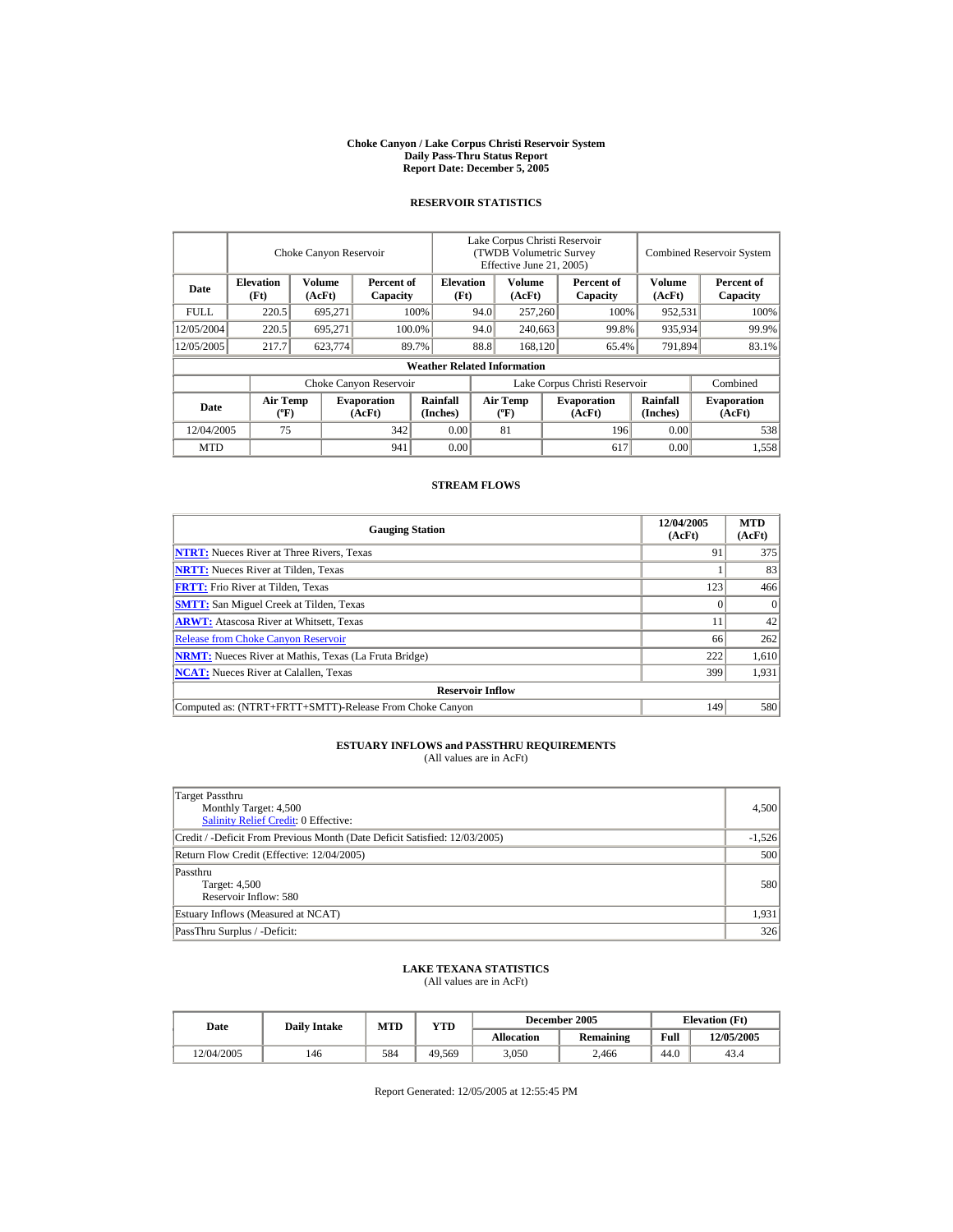# Choke Canyon / Lake Corpus Christi Reservoir System
## Daily Pass-Thru Status Report
## Report Date: December 5, 2005

### RESERVOIR STATISTICS

| Date | Choke Canyon Reservoir | | | Lake Corpus Christi Reservoir (TWDB Volumetric Survey Effective June 21, 2005) | | | Combined Reservoir System | |
|---|---|---|---|---|---|---|---|---|
| | Elevation (Ft) | Volume (AcFt) | Percent of Capacity | Elevation (Ft) | Volume (AcFt) | Percent of Capacity | Volume (AcFt) | Percent of Capacity |
| FULL | 220.5 | 695,271 | 100% | 94.0 | 257,260 | 100% | 952,531 | 100% |
| 12/05/2004 | 220.5 | 695,271 | 100.0% | 94.0 | 240,663 | 99.8% | 935,934 | 99.9% |
| 12/05/2005 | 217.7 | 623,774 | 89.7% | 88.8 | 168,120 | 65.4% | 791,894 | 83.1% |

**Weather Related Information**

| Date | Choke Canyon Reservoir | | | Lake Corpus Christi Reservoir | | | Combined |
|---|---|---|---|---|---|---|---|
| | Air Temp (ºF) | Evaporation (AcFt) | Rainfall (Inches) | Air Temp (ºF) | Evaporation (AcFt) | Rainfall (Inches) | Evaporation (AcFt) |
| 12/04/2005 | 75 | 342 | 0.00 | 81 | 196 | 0.00 | 538 |
| MTD | | 941 | 0.00 | | 617 | 0.00 | 1,558 |

### STREAM FLOWS

| Gauging Station | 12/04/2005 (AcFt) | MTD (AcFt) |
|---|---|---|
| NTRT: Nueces River at Three Rivers, Texas | 91 | 375 |
| NRTT: Nueces River at Tilden, Texas | 1 | 83 |
| FRTT: Frio River at Tilden, Texas | 123 | 466 |
| SMTT: San Miguel Creek at Tilden, Texas | 0 | 0 |
| ARWT: Atascosa River at Whitsett, Texas | 11 | 42 |
| Release from Choke Canyon Reservoir | 66 | 262 |
| NRMT: Nueces River at Mathis, Texas (La Fruta Bridge) | 222 | 1,610 |
| NCAT: Nueces River at Calallen, Texas | 399 | 1,931 |
| **Reservoir Inflow** | | |
| Computed as: (NTRT+FRTT+SMTT)-Release From Choke Canyon | 149 | 580 |

### ESTUARY INFLOWS and PASSTHRU REQUIREMENTS
(All values are in AcFt)

| | |
|---|---|
| Target Passthru<br>Monthly Target: 4,500<br>Salinity Relief Credit: 0 Effective: | 4,500 |
| Credit / -Deficit From Previous Month (Date Deficit Satisfied: 12/03/2005) | -1,526 |
| Return Flow Credit (Effective: 12/04/2005) | 500 |
| Passthru<br>Target: 4,500<br>Reservoir Inflow: 580 | 580 |
| Estuary Inflows (Measured at NCAT) | 1,931 |
| PassThru Surplus / -Deficit: | 326 |

### LAKE TEXANA STATISTICS
(All values are in AcFt)

| Date | Daily Intake | MTD | YTD | December 2005 | | Elevation (Ft) | |
|---|---|---|---|---|---|---|---|
| | | | | Allocation | Remaining | Full | 12/05/2005 |
| 12/04/2005 | 146 | 584 | 49,569 | 3,050 | 2,466 | 44.0 | 43.4 |

Report Generated: 12/05/2005 at 12:55:45 PM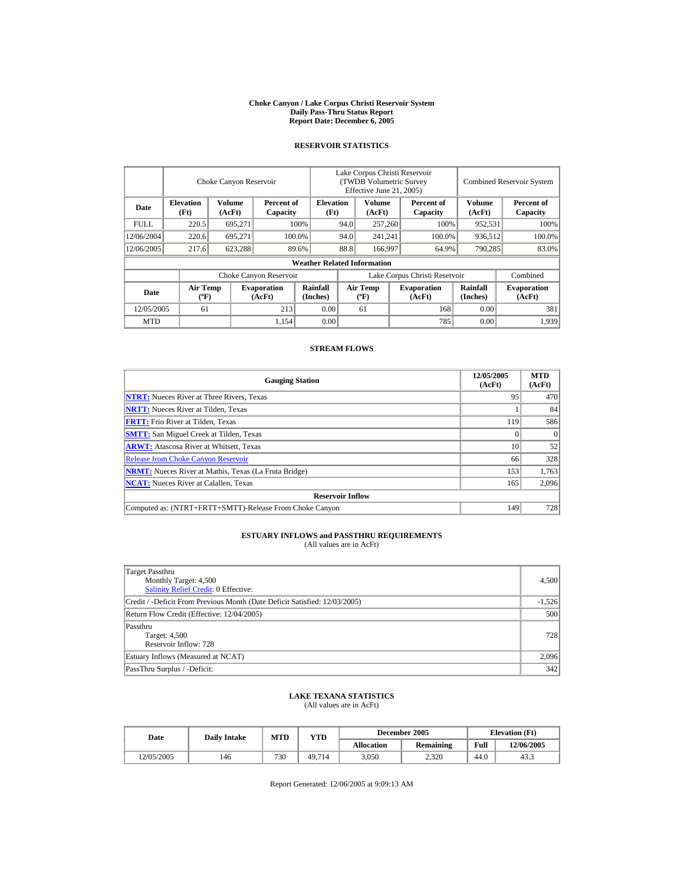# Choke Canyon / Lake Corpus Christi Reservoir System
## Daily Pass-Thru Status Report
### Report Date: December 6, 2005

## RESERVOIR STATISTICS

| Date | Choke Canyon Reservoir | | | Lake Corpus Christi Reservoir (TWDB Volumetric Survey Effective June 21, 2005) | | | Combined Reservoir System | |
|---|---|---|---|---|---|---|---|---|
| | Elevation (Ft) | Volume (AcFt) | Percent of Capacity | Elevation (Ft) | Volume (AcFt) | Percent of Capacity | Volume (AcFt) | Percent of Capacity |
| FULL | 220.5 | 695,271 | 100% | 94.0 | 257,260 | 100% | 952,531 | 100% |
| 12/06/2004 | 220.6 | 695,271 | 100.0% | 94.0 | 241,241 | 100.0% | 936,512 | 100.0% |
| 12/06/2005 | 217.6 | 623,288 | 89.6% | 88.8 | 166,997 | 64.9% | 790,285 | 83.0% |

**Weather Related Information**

| Date | Choke Canyon Reservoir | | | Lake Corpus Christi Reservoir | | | Combined |
|---|---|---|---|---|---|---|---|
| | Air Temp (ºF) | Evaporation (AcFt) | Rainfall (Inches) | Air Temp (ºF) | Evaporation (AcFt) | Rainfall (Inches) | Evaporation (AcFt) |
| 12/05/2005 | 61 | 213 | 0.00 | 61 | 168 | 0.00 | 381 |
| MTD | | 1,154 | 0.00 | | 785 | 0.00 | 1,939 |

## STREAM FLOWS

| Gauging Station | 12/05/2005 (AcFt) | MTD (AcFt) |
|---|---|---|
| **NTRT:** Nueces River at Three Rivers, Texas | 95 | 470 |
| **NRTT:** Nueces River at Tilden, Texas | 1 | 84 |
| **FRTT:** Frio River at Tilden, Texas | 119 | 586 |
| **SMTT:** San Miguel Creek at Tilden, Texas | 0 | 0 |
| **ARWT:** Atascosa River at Whitsett, Texas | 10 | 52 |
| Release from Choke Canyon Reservoir | 66 | 328 |
| **NRMT:** Nueces River at Mathis, Texas (La Fruta Bridge) | 153 | 1,763 |
| **NCAT:** Nueces River at Calallen, Texas | 165 | 2,096 |
| **Reservoir Inflow** | | |
| Computed as: (NTRT+FRTT+SMTT)-Release From Choke Canyon | 149 | 728 |

## ESTUARY INFLOWS and PASSTHRU REQUIREMENTS
(All values are in AcFt)

| | |
|---|---|
| Target Passthru<br>Monthly Target: 4,500<br>Salinity Relief Credit: 0 Effective: | 4,500 |
| Credit / -Deficit From Previous Month (Date Deficit Satisfied: 12/03/2005) | -1,526 |
| Return Flow Credit (Effective: 12/04/2005) | 500 |
| Passthru<br>Target: 4,500<br>Reservoir Inflow: 728 | 728 |
| Estuary Inflows (Measured at NCAT) | 2,096 |
| PassThru Surplus / -Deficit: | 342 |

## LAKE TEXANA STATISTICS
(All values are in AcFt)

| Date | Daily Intake | MTD | YTD | December 2005 | | Elevation (Ft) | |
|---|---|---|---|---|---|---|---|
| | | | | Allocation | Remaining | Full | 12/06/2005 |
| 12/05/2005 | 146 | 730 | 49,714 | 3,050 | 2,320 | 44.0 | 43.3 |

Report Generated: 12/06/2005 at 9:09:13 AM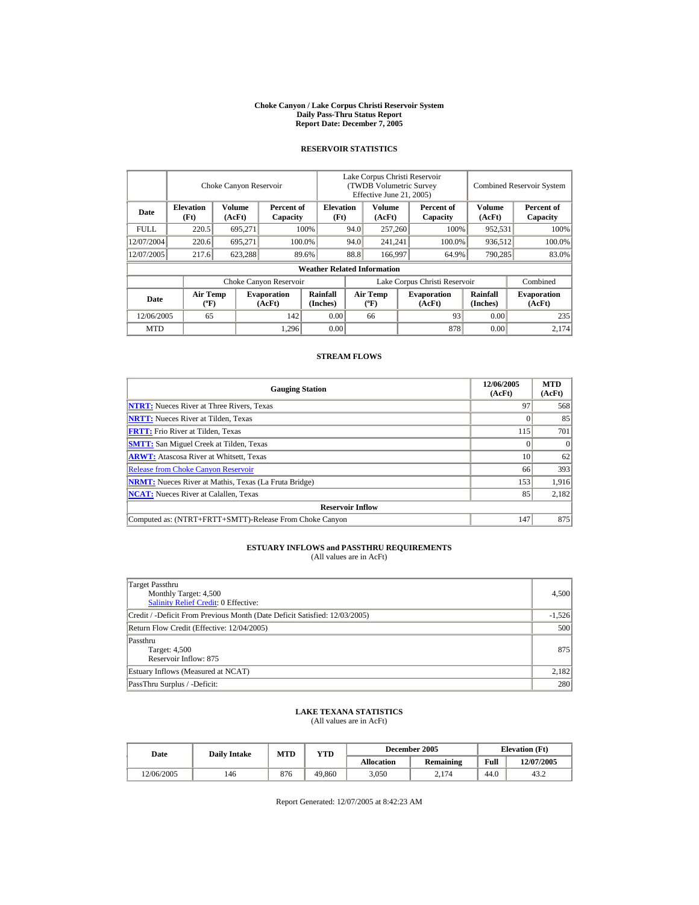# Choke Canyon / Lake Corpus Christi Reservoir System
## Daily Pass-Thru Status Report
## Report Date: December 7, 2005

### RESERVOIR STATISTICS

| Date | Choke Canyon Reservoir | | | Lake Corpus Christi Reservoir (TWDB Volumetric Survey Effective June 21, 2005) | | | Combined Reservoir System | |
|---|---|---|---|---|---|---|---|---|
| | Elevation (Ft) | Volume (AcFt) | Percent of Capacity | Elevation (Ft) | Volume (AcFt) | Percent of Capacity | Volume (AcFt) | Percent of Capacity |
| FULL | 220.5 | 695,271 | 100% | 94.0 | 257,260 | 100% | 952,531 | 100% |
| 12/07/2004 | 220.6 | 695,271 | 100.0% | 94.0 | 241,241 | 100.0% | 936,512 | 100.0% |
| 12/07/2005 | 217.6 | 623,288 | 89.6% | 88.8 | 166,997 | 64.9% | 790,285 | 83.0% |

**Weather Related Information**

| Date | Choke Canyon Reservoir | | | Lake Corpus Christi Reservoir | | | Combined |
|---|---|---|---|---|---|---|---|
| | Air Temp (ºF) | Evaporation (AcFt) | Rainfall (Inches) | Air Temp (ºF) | Evaporation (AcFt) | Rainfall (Inches) | Evaporation (AcFt) |
| 12/06/2005 | 65 | 142 | 0.00 | 66 | 93 | 0.00 | 235 |
| MTD | | 1,296 | 0.00 | | 878 | 0.00 | 2,174 |

### STREAM FLOWS

| Gauging Station | 12/06/2005 (AcFt) | MTD (AcFt) |
|---|---|---|
| NTRT: Nueces River at Three Rivers, Texas | 97 | 568 |
| NRTT: Nueces River at Tilden, Texas | 0 | 85 |
| FRTT: Frio River at Tilden, Texas | 115 | 701 |
| SMTT: San Miguel Creek at Tilden, Texas | 0 | 0 |
| ARWT: Atascosa River at Whitsett, Texas | 10 | 62 |
| Release from Choke Canyon Reservoir | 66 | 393 |
| NRMT: Nueces River at Mathis, Texas (La Fruta Bridge) | 153 | 1,916 |
| NCAT: Nueces River at Calallen, Texas | 85 | 2,182 |
| **Reservoir Inflow** | | |
| Computed as: (NTRT+FRTT+SMTT)-Release From Choke Canyon | 147 | 875 |

### ESTUARY INFLOWS and PASSTHRU REQUIREMENTS
(All values are in AcFt)

| | |
|---|---|
| Target Passthru<br>Monthly Target: 4,500<br>Salinity Relief Credit: 0 Effective: | 4,500 |
| Credit / -Deficit From Previous Month (Date Deficit Satisfied: 12/03/2005) | -1,526 |
| Return Flow Credit (Effective: 12/04/2005) | 500 |
| Passthru<br>Target: 4,500<br>Reservoir Inflow: 875 | 875 |
| Estuary Inflows (Measured at NCAT) | 2,182 |
| PassThru Surplus / -Deficit: | 280 |

### LAKE TEXANA STATISTICS
(All values are in AcFt)

| Date | Daily Intake | MTD | YTD | December 2005 | | Elevation (Ft) | |
|---|---|---|---|---|---|---|---|
| | | | | Allocation | Remaining | Full | 12/07/2005 |
| 12/06/2005 | 146 | 876 | 49,860 | 3,050 | 2,174 | 44.0 | 43.2 |

Report Generated: 12/07/2005 at 8:42:23 AM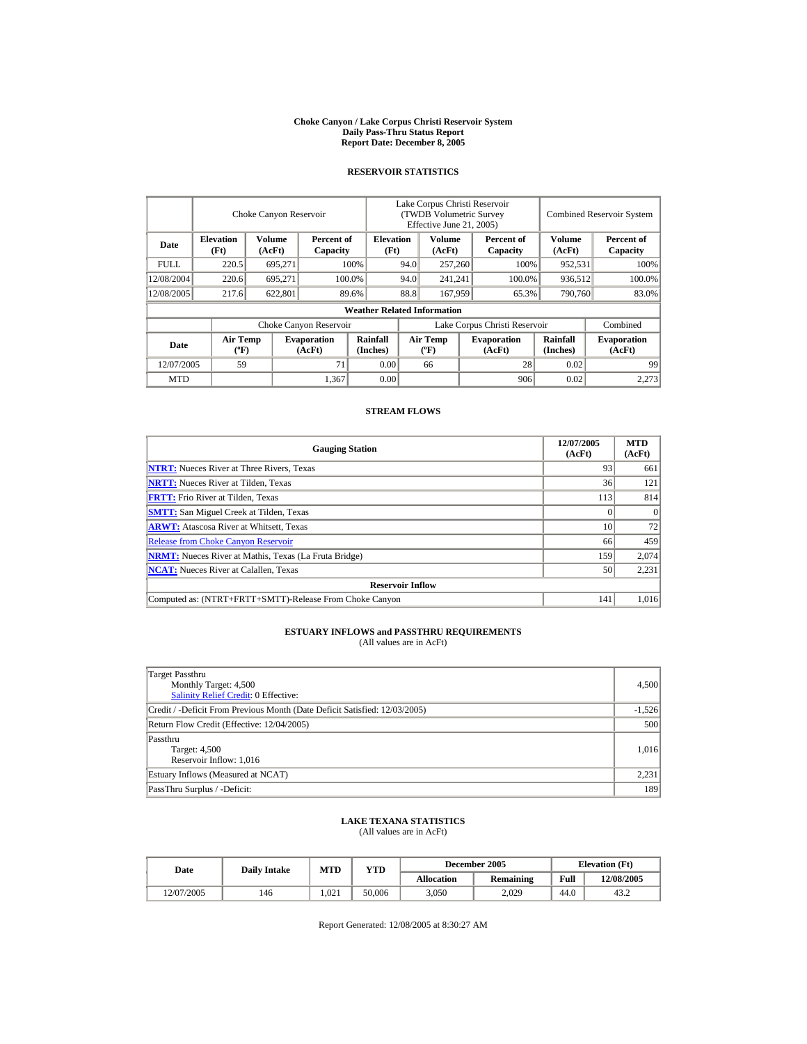# Choke Canyon / Lake Corpus Christi Reservoir System
## Daily Pass-Thru Status Report
## Report Date: December 8, 2005

### RESERVOIR STATISTICS

| Date | Choke Canyon Reservoir | | | Lake Corpus Christi Reservoir (TWDB Volumetric Survey Effective June 21, 2005) | | | Combined Reservoir System | |
|---|---|---|---|---|---|---|---|---|
| | Elevation (Ft) | Volume (AcFt) | Percent of Capacity | Elevation (Ft) | Volume (AcFt) | Percent of Capacity | Volume (AcFt) | Percent of Capacity |
| FULL | 220.5 | 695,271 | 100% | 94.0 | 257,260 | 100% | 952,531 | 100% |
| 12/08/2004 | 220.6 | 695,271 | 100.0% | 94.0 | 241,241 | 100.0% | 936,512 | 100.0% |
| 12/08/2005 | 217.6 | 622,801 | 89.6% | 88.8 | 167,959 | 65.3% | 790,760 | 83.0% |

**Weather Related Information**

| Date | Choke Canyon Reservoir | | | Lake Corpus Christi Reservoir | | | Combined |
|---|---|---|---|---|---|---|---|
| | Air Temp (ºF) | Evaporation (AcFt) | Rainfall (Inches) | Air Temp (ºF) | Evaporation (AcFt) | Rainfall (Inches) | Evaporation (AcFt) |
| 12/07/2005 | 59 | 71 | 0.00 | 66 | 28 | 0.02 | 99 |
| MTD | | 1,367 | 0.00 | | 906 | 0.02 | 2,273 |

### STREAM FLOWS

| Gauging Station | 12/07/2005 (AcFt) | MTD (AcFt) |
|---|---|---|
| NTRT: Nueces River at Three Rivers, Texas | 93 | 661 |
| NRTT: Nueces River at Tilden, Texas | 36 | 121 |
| FRTT: Frio River at Tilden, Texas | 113 | 814 |
| SMTT: San Miguel Creek at Tilden, Texas | 0 | 0 |
| ARWT: Atascosa River at Whitsett, Texas | 10 | 72 |
| Release from Choke Canyon Reservoir | 66 | 459 |
| NRMT: Nueces River at Mathis, Texas (La Fruta Bridge) | 159 | 2,074 |
| NCAT: Nueces River at Calallen, Texas | 50 | 2,231 |
| **Reservoir Inflow** | | |
| Computed as: (NTRT+FRTT+SMTT)-Release From Choke Canyon | 141 | 1,016 |

### ESTUARY INFLOWS and PASSTHRU REQUIREMENTS
(All values are in AcFt)

| | |
|---|---|
| Target Passthru<br>Monthly Target: 4,500<br>Salinity Relief Credit: 0 Effective: | 4,500 |
| Credit / -Deficit From Previous Month (Date Deficit Satisfied: 12/03/2005) | -1,526 |
| Return Flow Credit (Effective: 12/04/2005) | 500 |
| Passthru<br>Target: 4,500<br>Reservoir Inflow: 1,016 | 1,016 |
| Estuary Inflows (Measured at NCAT) | 2,231 |
| PassThru Surplus / -Deficit: | 189 |

### LAKE TEXANA STATISTICS
(All values are in AcFt)

| Date | Daily Intake | MTD | YTD | December 2005 | | Elevation (Ft) | |
|---|---|---|---|---|---|---|---|
| | | | | Allocation | Remaining | Full | 12/08/2005 |
| 12/07/2005 | 146 | 1,021 | 50,006 | 3,050 | 2,029 | 44.0 | 43.2 |

Report Generated: 12/08/2005 at 8:30:27 AM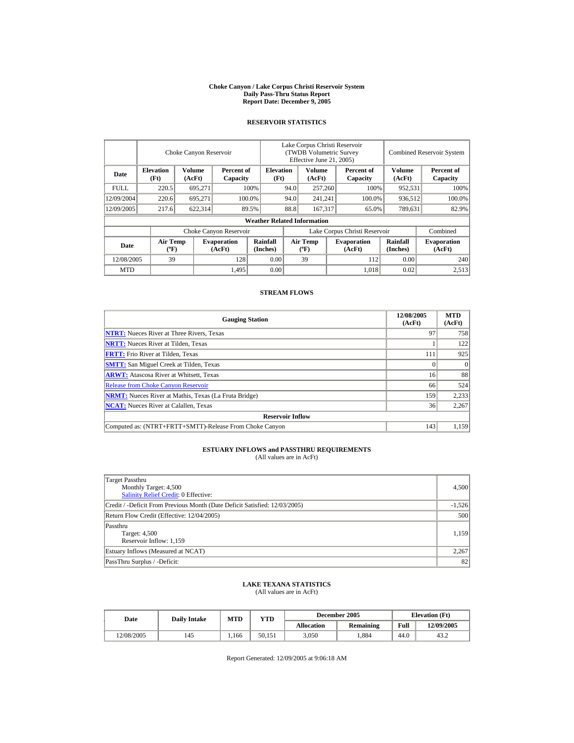# Choke Canyon / Lake Corpus Christi Reservoir System
## Daily Pass-Thru Status Report
## Report Date: December 9, 2005

### RESERVOIR STATISTICS

| Date | Choke Canyon Reservoir | | | Lake Corpus Christi Reservoir (TWDB Volumetric Survey Effective June 21, 2005) | | | Combined Reservoir System | |
|---|---|---|---|---|---|---|---|---|
| | Elevation (Ft) | Volume (AcFt) | Percent of Capacity | Elevation (Ft) | Volume (AcFt) | Percent of Capacity | Volume (AcFt) | Percent of Capacity |
| FULL | 220.5 | 695,271 | 100% | 94.0 | 257,260 | 100% | 952,531 | 100% |
| 12/09/2004 | 220.6 | 695,271 | 100.0% | 94.0 | 241,241 | 100.0% | 936,512 | 100.0% |
| 12/09/2005 | 217.6 | 622,314 | 89.5% | 88.8 | 167,317 | 65.0% | 789,631 | 82.9% |

**Weather Related Information**

| Date | Choke Canyon Reservoir | | | Lake Corpus Christi Reservoir | | | Combined |
|---|---|---|---|---|---|---|---|
| | Air Temp (ºF) | Evaporation (AcFt) | Rainfall (Inches) | Air Temp (ºF) | Evaporation (AcFt) | Rainfall (Inches) | Evaporation (AcFt) |
| 12/08/2005 | 39 | 128 | 0.00 | 39 | 112 | 0.00 | 240 |
| MTD | | 1,495 | 0.00 | | 1,018 | 0.02 | 2,513 |

### STREAM FLOWS

| Gauging Station | 12/08/2005 (AcFt) | MTD (AcFt) |
|---|---|---|
| NTRT: Nueces River at Three Rivers, Texas | 97 | 758 |
| NRTT: Nueces River at Tilden, Texas | 1 | 122 |
| FRTT: Frio River at Tilden, Texas | 111 | 925 |
| SMTT: San Miguel Creek at Tilden, Texas | 0 | 0 |
| ARWT: Atascosa River at Whitsett, Texas | 16 | 88 |
| Release from Choke Canyon Reservoir | 66 | 524 |
| NRMT: Nueces River at Mathis, Texas (La Fruta Bridge) | 159 | 2,233 |
| NCAT: Nueces River at Calallen, Texas | 36 | 2,267 |
| **Reservoir Inflow** | | |
| Computed as: (NTRT+FRTT+SMTT)-Release From Choke Canyon | 143 | 1,159 |

### ESTUARY INFLOWS and PASSTHRU REQUIREMENTS
(All values are in AcFt)

| | |
|---|---|
| Target Passthru<br>Monthly Target: 4,500<br>Salinity Relief Credit: 0 Effective: | 4,500 |
| Credit / -Deficit From Previous Month (Date Deficit Satisfied: 12/03/2005) | -1,526 |
| Return Flow Credit (Effective: 12/04/2005) | 500 |
| Passthru<br>Target: 4,500<br>Reservoir Inflow: 1,159 | 1,159 |
| Estuary Inflows (Measured at NCAT) | 2,267 |
| PassThru Surplus / -Deficit: | 82 |

### LAKE TEXANA STATISTICS
(All values are in AcFt)

| Date | Daily Intake | MTD | YTD | December 2005 | | Elevation (Ft) | |
|---|---|---|---|---|---|---|---|
| | | | | Allocation | Remaining | Full | 12/09/2005 |
| 12/08/2005 | 145 | 1,166 | 50,151 | 3,050 | 1,884 | 44.0 | 43.2 |

Report Generated: 12/09/2005 at 9:06:18 AM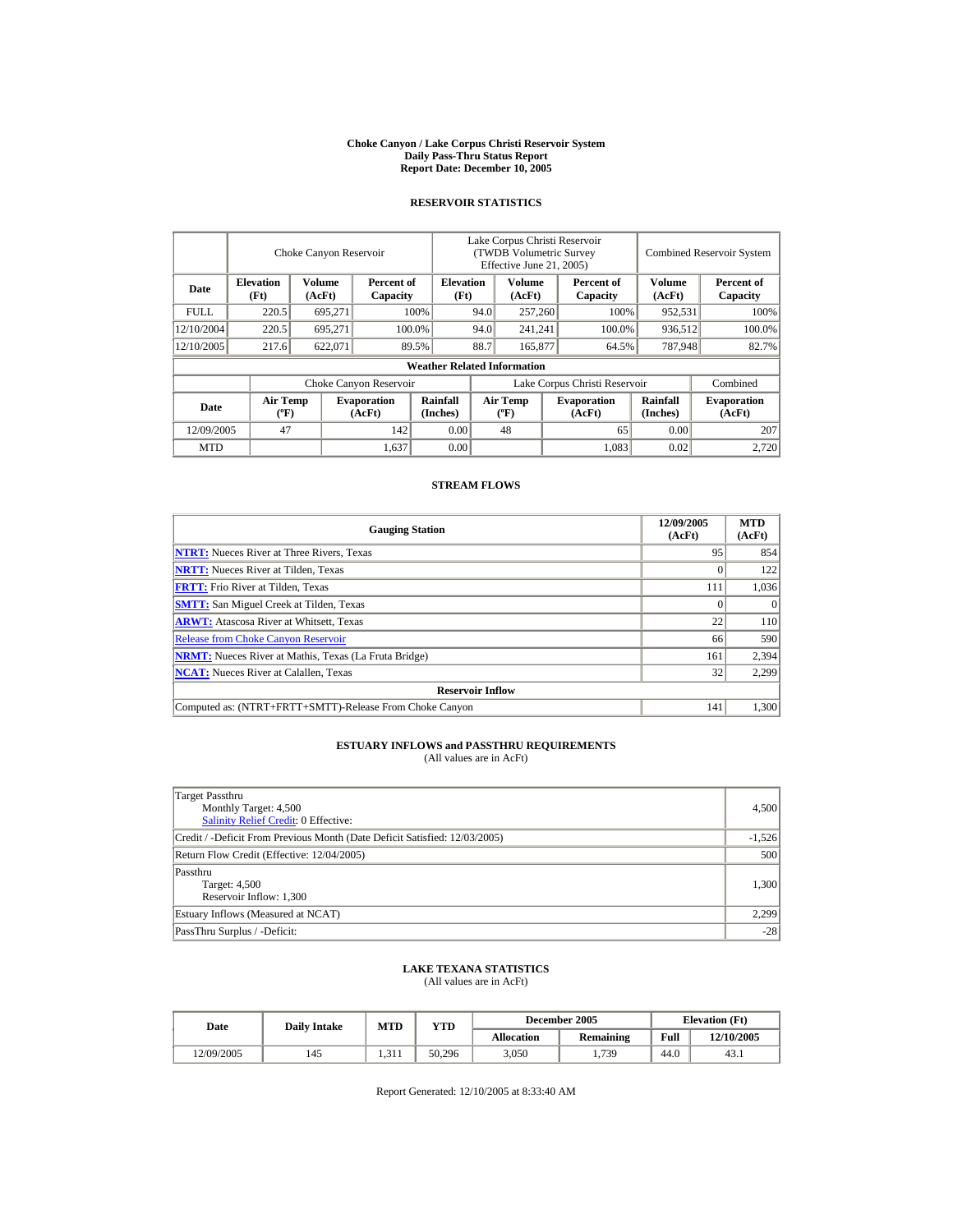# Choke Canyon / Lake Corpus Christi Reservoir System
## Daily Pass-Thru Status Report
## Report Date: December 10, 2005

### RESERVOIR STATISTICS

| Date | Choke Canyon Reservoir | | | Lake Corpus Christi Reservoir (TWDB Volumetric Survey Effective June 21, 2005) | | | Combined Reservoir System | |
|---|---|---|---|---|---|---|---|---|
| | Elevation (Ft) | Volume (AcFt) | Percent of Capacity | Elevation (Ft) | Volume (AcFt) | Percent of Capacity | Volume (AcFt) | Percent of Capacity |
| FULL | 220.5 | 695,271 | 100% | 94.0 | 257,260 | 100% | 952,531 | 100% |
| 12/10/2004 | 220.5 | 695,271 | 100.0% | 94.0 | 241,241 | 100.0% | 936,512 | 100.0% |
| 12/10/2005 | 217.6 | 622,071 | 89.5% | 88.7 | 165,877 | 64.5% | 787,948 | 82.7% |

**Weather Related Information**

| Date | Choke Canyon Reservoir | | | Lake Corpus Christi Reservoir | | | Combined |
|---|---|---|---|---|---|---|---|
| | Air Temp (ºF) | Evaporation (AcFt) | Rainfall (Inches) | Air Temp (ºF) | Evaporation (AcFt) | Rainfall (Inches) | Evaporation (AcFt) |
| 12/09/2005 | 47 | 142 | 0.00 | 48 | 65 | 0.00 | 207 |
| MTD | | 1,637 | 0.00 | | 1,083 | 0.02 | 2,720 |

### STREAM FLOWS

| Gauging Station | 12/09/2005 (AcFt) | MTD (AcFt) |
|---|---|---|
| NTRT: Nueces River at Three Rivers, Texas | 95 | 854 |
| NRTT: Nueces River at Tilden, Texas | 0 | 122 |
| FRTT: Frio River at Tilden, Texas | 111 | 1,036 |
| SMTT: San Miguel Creek at Tilden, Texas | 0 | 0 |
| ARWT: Atascosa River at Whitsett, Texas | 22 | 110 |
| Release from Choke Canyon Reservoir | 66 | 590 |
| NRMT: Nueces River at Mathis, Texas (La Fruta Bridge) | 161 | 2,394 |
| NCAT: Nueces River at Calallen, Texas | 32 | 2,299 |
| **Reservoir Inflow** | | |
| Computed as: (NTRT+FRTT+SMTT)-Release From Choke Canyon | 141 | 1,300 |

### ESTUARY INFLOWS and PASSTHRU REQUIREMENTS
(All values are in AcFt)

| Item | Value |
|---|---|
| Target Passthru<br>Monthly Target: 4,500<br>Salinity Relief Credit: 0 Effective: | 4,500 |
| Credit / -Deficit From Previous Month (Date Deficit Satisfied: 12/03/2005) | -1,526 |
| Return Flow Credit (Effective: 12/04/2005) | 500 |
| Passthru<br>Target: 4,500<br>Reservoir Inflow: 1,300 | 1,300 |
| Estuary Inflows (Measured at NCAT) | 2,299 |
| PassThru Surplus / -Deficit: | -28 |

### LAKE TEXANA STATISTICS
(All values are in AcFt)

| Date | Daily Intake | MTD | YTD | December 2005 | | Elevation (Ft) | |
|---|---|---|---|---|---|---|---|
| | | | | Allocation | Remaining | Full | 12/10/2005 |
| 12/09/2005 | 145 | 1,311 | 50,296 | 3,050 | 1,739 | 44.0 | 43.1 |

Report Generated: 12/10/2005 at 8:33:40 AM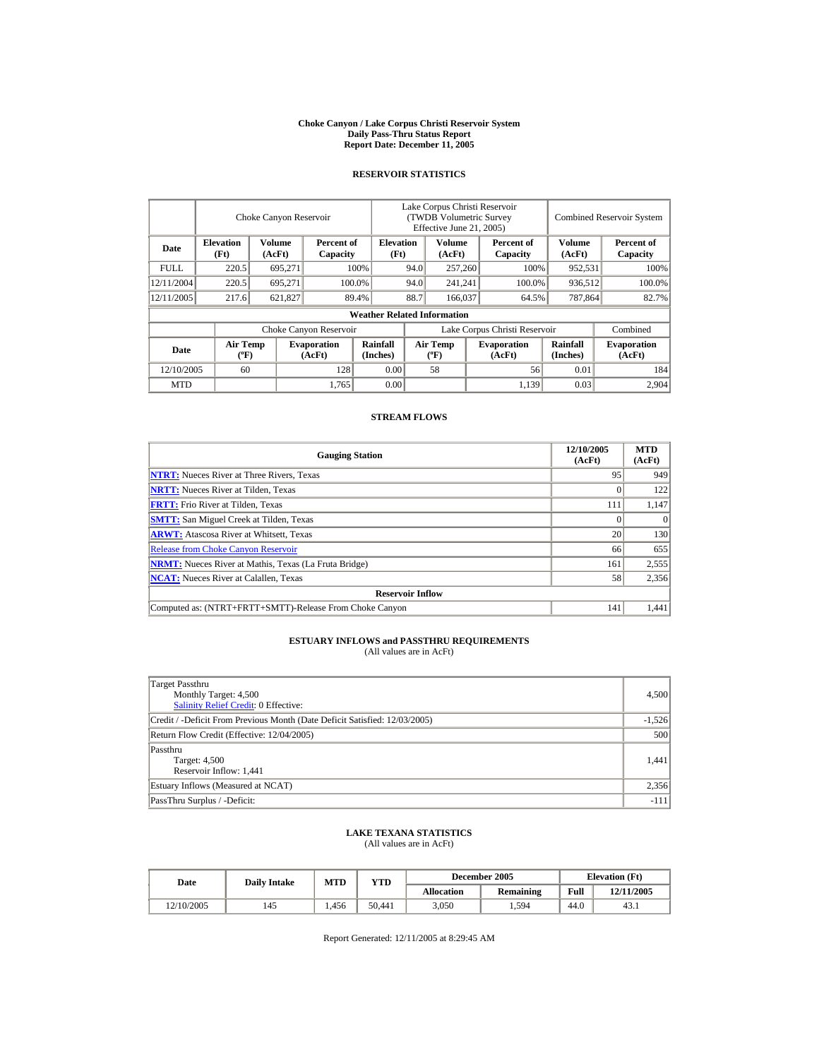# Choke Canyon / Lake Corpus Christi Reservoir System
## Daily Pass-Thru Status Report
### Report Date: December 11, 2005

## RESERVOIR STATISTICS

| Date | Choke Canyon Reservoir | | | Lake Corpus Christi Reservoir (TWDB Volumetric Survey Effective June 21, 2005) | | | Combined Reservoir System | |
|---|---|---|---|---|---|---|---|---|
| | Elevation (Ft) | Volume (AcFt) | Percent of Capacity | Elevation (Ft) | Volume (AcFt) | Percent of Capacity | Volume (AcFt) | Percent of Capacity |
| FULL | 220.5 | 695,271 | 100% | 94.0 | 257,260 | 100% | 952,531 | 100% |
| 12/11/2004 | 220.5 | 695,271 | 100.0% | 94.0 | 241,241 | 100.0% | 936,512 | 100.0% |
| 12/11/2005 | 217.6 | 621,827 | 89.4% | 88.7 | 166,037 | 64.5% | 787,864 | 82.7% |

**Weather Related Information**

| Date | Choke Canyon Reservoir | | | Lake Corpus Christi Reservoir | | | Combined |
|---|---|---|---|---|---|---|---|
| | Air Temp (ºF) | Evaporation (AcFt) | Rainfall (Inches) | Air Temp (ºF) | Evaporation (AcFt) | Rainfall (Inches) | Evaporation (AcFt) |
| 12/10/2005 | 60 | 128 | 0.00 | 58 | 56 | 0.01 | 184 |
| MTD | | 1,765 | 0.00 | | 1,139 | 0.03 | 2,904 |

## STREAM FLOWS

| Gauging Station | 12/10/2005 (AcFt) | MTD (AcFt) |
|---|---|---|
| NTRT: Nueces River at Three Rivers, Texas | 95 | 949 |
| NRTT: Nueces River at Tilden, Texas | 0 | 122 |
| FRTT: Frio River at Tilden, Texas | 111 | 1,147 |
| SMTT: San Miguel Creek at Tilden, Texas | 0 | 0 |
| ARWT: Atascosa River at Whitsett, Texas | 20 | 130 |
| Release from Choke Canyon Reservoir | 66 | 655 |
| NRMT: Nueces River at Mathis, Texas (La Fruta Bridge) | 161 | 2,555 |
| NCAT: Nueces River at Calallen, Texas | 58 | 2,356 |
| **Reservoir Inflow** | | |
| Computed as: (NTRT+FRTT+SMTT)-Release From Choke Canyon | 141 | 1,441 |

## ESTUARY INFLOWS and PASSTHRU REQUIREMENTS
(All values are in AcFt)

| | |
|---|---|
| Target Passthru<br>Monthly Target: 4,500<br>Salinity Relief Credit: 0 Effective: | 4,500 |
| Credit / -Deficit From Previous Month (Date Deficit Satisfied: 12/03/2005) | -1,526 |
| Return Flow Credit (Effective: 12/04/2005) | 500 |
| Passthru<br>Target: 4,500<br>Reservoir Inflow: 1,441 | 1,441 |
| Estuary Inflows (Measured at NCAT) | 2,356 |
| PassThru Surplus / -Deficit: | -111 |

## LAKE TEXANA STATISTICS
(All values are in AcFt)

| Date | Daily Intake | MTD | YTD | December 2005 | | Elevation (Ft) | |
|---|---|---|---|---|---|---|---|
| | | | | Allocation | Remaining | Full | 12/11/2005 |
| 12/10/2005 | 145 | 1,456 | 50,441 | 3,050 | 1,594 | 44.0 | 43.1 |

Report Generated: 12/11/2005 at 8:29:45 AM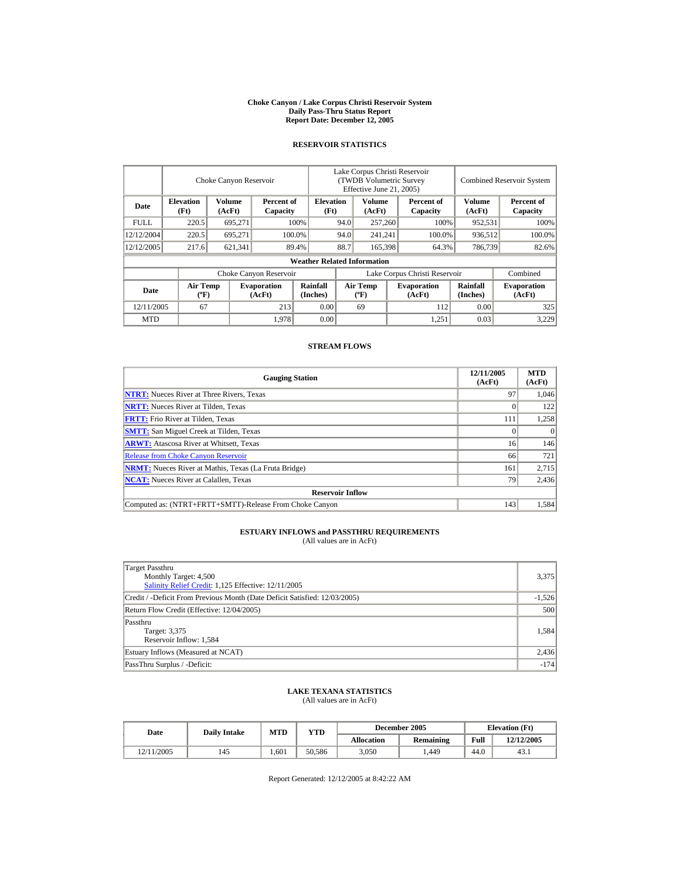# Choke Canyon / Lake Corpus Christi Reservoir System
## Daily Pass-Thru Status Report
### Report Date: December 12, 2005

## RESERVOIR STATISTICS

| Date | Choke Canyon Reservoir | | | Lake Corpus Christi Reservoir (TWDB Volumetric Survey Effective June 21, 2005) | | | Combined Reservoir System | |
|---|---|---|---|---|---|---|---|---|
| | Elevation (Ft) | Volume (AcFt) | Percent of Capacity | Elevation (Ft) | Volume (AcFt) | Percent of Capacity | Volume (AcFt) | Percent of Capacity |
| FULL | 220.5 | 695,271 | 100% | 94.0 | 257,260 | 100% | 952,531 | 100% |
| 12/12/2004 | 220.5 | 695,271 | 100.0% | 94.0 | 241,241 | 100.0% | 936,512 | 100.0% |
| 12/12/2005 | 217.6 | 621,341 | 89.4% | 88.7 | 165,398 | 64.3% | 786,739 | 82.6% |

**Weather Related Information**

| Date | Choke Canyon Reservoir | | | Lake Corpus Christi Reservoir | | | Combined |
|---|---|---|---|---|---|---|---|
| | Air Temp (ºF) | Evaporation (AcFt) | Rainfall (Inches) | Air Temp (ºF) | Evaporation (AcFt) | Rainfall (Inches) | Evaporation (AcFt) |
| 12/11/2005 | 67 | 213 | 0.00 | 69 | 112 | 0.00 | 325 |
| MTD | | 1,978 | 0.00 | | 1,251 | 0.03 | 3,229 |

## STREAM FLOWS

| Gauging Station | 12/11/2005 (AcFt) | MTD (AcFt) |
|---|---|---|
| NTRT: Nueces River at Three Rivers, Texas | 97 | 1,046 |
| NRTT: Nueces River at Tilden, Texas | 0 | 122 |
| FRTT: Frio River at Tilden, Texas | 111 | 1,258 |
| SMTT: San Miguel Creek at Tilden, Texas | 0 | 0 |
| ARWT: Atascosa River at Whitsett, Texas | 16 | 146 |
| Release from Choke Canyon Reservoir | 66 | 721 |
| NRMT: Nueces River at Mathis, Texas (La Fruta Bridge) | 161 | 2,715 |
| NCAT: Nueces River at Calallen, Texas | 79 | 2,436 |
| **Reservoir Inflow** | | |
| Computed as: (NTRT+FRTT+SMTT)-Release From Choke Canyon | 143 | 1,584 |

## ESTUARY INFLOWS and PASSTHRU REQUIREMENTS
(All values are in AcFt)

| | |
|---|---|
| Target Passthru<br>Monthly Target: 4,500<br>Salinity Relief Credit: 1,125 Effective: 12/11/2005 | 3,375 |
| Credit / -Deficit From Previous Month (Date Deficit Satisfied: 12/03/2005) | -1,526 |
| Return Flow Credit (Effective: 12/04/2005) | 500 |
| Passthru<br>Target: 3,375<br>Reservoir Inflow: 1,584 | 1,584 |
| Estuary Inflows (Measured at NCAT) | 2,436 |
| PassThru Surplus / -Deficit: | -174 |

## LAKE TEXANA STATISTICS
(All values are in AcFt)

| Date | Daily Intake | MTD | YTD | December 2005 | | Elevation (Ft) | |
|---|---|---|---|---|---|---|---|
| | | | | Allocation | Remaining | Full | 12/12/2005 |
| 12/11/2005 | 145 | 1,601 | 50,586 | 3,050 | 1,449 | 44.0 | 43.1 |

Report Generated: 12/12/2005 at 8:42:22 AM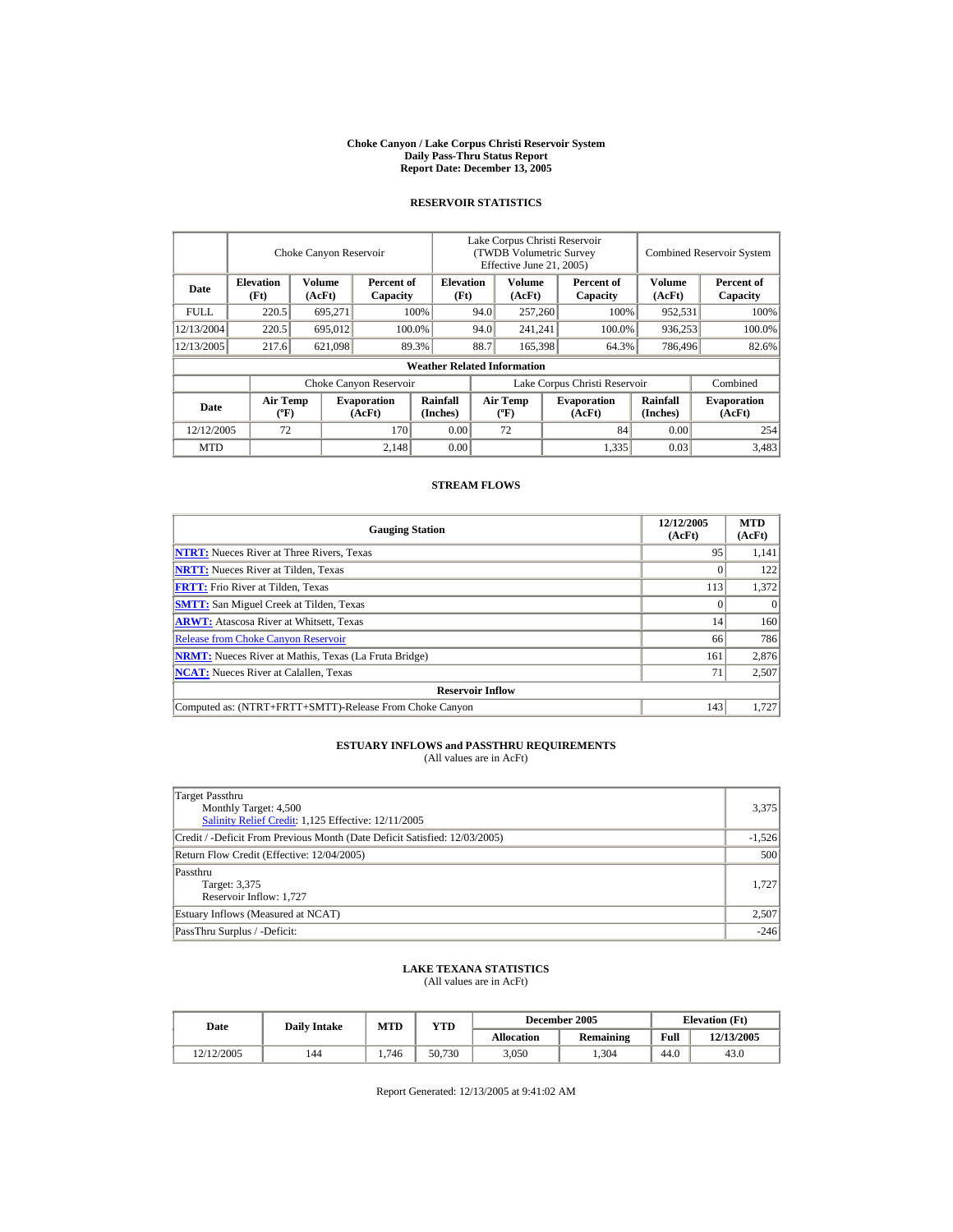# Choke Canyon / Lake Corpus Christi Reservoir System
## Daily Pass-Thru Status Report
## Report Date: December 13, 2005

### RESERVOIR STATISTICS

| Date | Choke Canyon Reservoir | | | Lake Corpus Christi Reservoir (TWDB Volumetric Survey Effective June 21, 2005) | | | Combined Reservoir System | |
|---|---|---|---|---|---|---|---|---|
| | Elevation (Ft) | Volume (AcFt) | Percent of Capacity | Elevation (Ft) | Volume (AcFt) | Percent of Capacity | Volume (AcFt) | Percent of Capacity |
| FULL | 220.5 | 695,271 | 100% | 94.0 | 257,260 | 100% | 952,531 | 100% |
| 12/13/2004 | 220.5 | 695,012 | 100.0% | 94.0 | 241,241 | 100.0% | 936,253 | 100.0% |
| 12/13/2005 | 217.6 | 621,098 | 89.3% | 88.7 | 165,398 | 64.3% | 786,496 | 82.6% |

**Weather Related Information**

| Date | Choke Canyon Reservoir | | | Lake Corpus Christi Reservoir | | | Combined |
|---|---|---|---|---|---|---|---|
| | Air Temp (ºF) | Evaporation (AcFt) | Rainfall (Inches) | Air Temp (ºF) | Evaporation (AcFt) | Rainfall (Inches) | Evaporation (AcFt) |
| 12/12/2005 | 72 | 170 | 0.00 | 72 | 84 | 0.00 | 254 |
| MTD | | 2,148 | 0.00 | | 1,335 | 0.03 | 3,483 |

### STREAM FLOWS

| Gauging Station | 12/12/2005 (AcFt) | MTD (AcFt) |
|---|---|---|
| NTRT: Nueces River at Three Rivers, Texas | 95 | 1,141 |
| NRTT: Nueces River at Tilden, Texas | 0 | 122 |
| FRTT: Frio River at Tilden, Texas | 113 | 1,372 |
| SMTT: San Miguel Creek at Tilden, Texas | 0 | 0 |
| ARWT: Atascosa River at Whitsett, Texas | 14 | 160 |
| Release from Choke Canyon Reservoir | 66 | 786 |
| NRMT: Nueces River at Mathis, Texas (La Fruta Bridge) | 161 | 2,876 |
| NCAT: Nueces River at Calallen, Texas | 71 | 2,507 |
| **Reservoir Inflow** | | |
| Computed as: (NTRT+FRTT+SMTT)-Release From Choke Canyon | 143 | 1,727 |

### ESTUARY INFLOWS and PASSTHRU REQUIREMENTS
(All values are in AcFt)

| | |
|---|---|
| Target Passthru<br>Monthly Target: 4,500<br>Salinity Relief Credit: 1,125 Effective: 12/11/2005 | 3,375 |
| Credit / -Deficit From Previous Month (Date Deficit Satisfied: 12/03/2005) | -1,526 |
| Return Flow Credit (Effective: 12/04/2005) | 500 |
| Passthru<br>Target: 3,375<br>Reservoir Inflow: 1,727 | 1,727 |
| Estuary Inflows (Measured at NCAT) | 2,507 |
| PassThru Surplus / -Deficit: | -246 |

### LAKE TEXANA STATISTICS
(All values are in AcFt)

| Date | Daily Intake | MTD | YTD | December 2005 | | Elevation (Ft) | |
|---|---|---|---|---|---|---|---|
| | | | | Allocation | Remaining | Full | 12/13/2005 |
| 12/12/2005 | 144 | 1,746 | 50,730 | 3,050 | 1,304 | 44.0 | 43.0 |

Report Generated: 12/13/2005 at 9:41:02 AM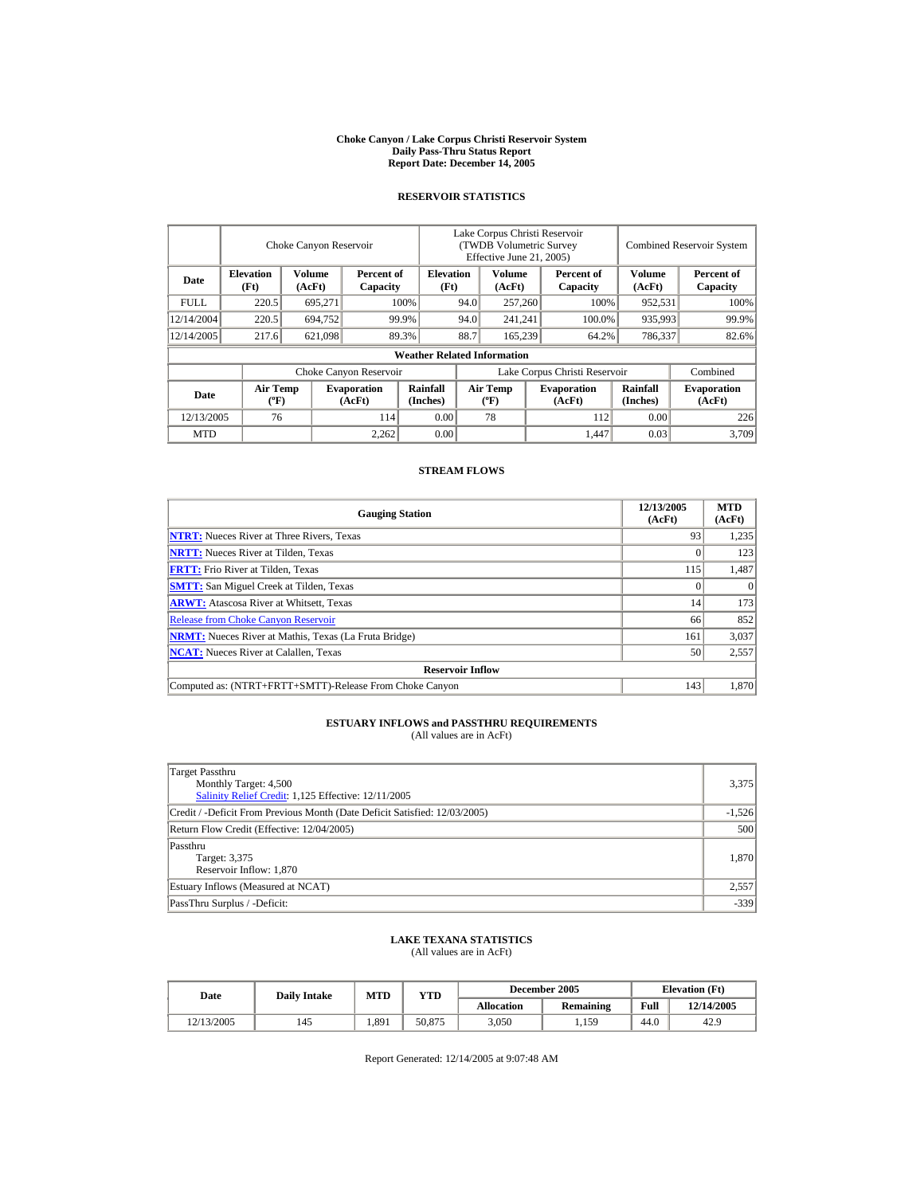# Choke Canyon / Lake Corpus Christi Reservoir System
## Daily Pass-Thru Status Report
## Report Date: December 14, 2005

### RESERVOIR STATISTICS

| Date | Choke Canyon Reservoir | | | Lake Corpus Christi Reservoir (TWDB Volumetric Survey Effective June 21, 2005) | | | Combined Reservoir System | |
|---|---|---|---|---|---|---|---|---|
| | Elevation (Ft) | Volume (AcFt) | Percent of Capacity | Elevation (Ft) | Volume (AcFt) | Percent of Capacity | Volume (AcFt) | Percent of Capacity |
| FULL | 220.5 | 695,271 | 100% | 94.0 | 257,260 | 100% | 952,531 | 100% |
| 12/14/2004 | 220.5 | 694,752 | 99.9% | 94.0 | 241,241 | 100.0% | 935,993 | 99.9% |
| 12/14/2005 | 217.6 | 621,098 | 89.3% | 88.7 | 165,239 | 64.2% | 786,337 | 82.6% |

**Weather Related Information**

| Date | Choke Canyon Reservoir | | | Lake Corpus Christi Reservoir | | | Combined |
|---|---|---|---|---|---|---|---|
| | Air Temp (ºF) | Evaporation (AcFt) | Rainfall (Inches) | Air Temp (ºF) | Evaporation (AcFt) | Rainfall (Inches) | Evaporation (AcFt) |
| 12/13/2005 | 76 | 114 | 0.00 | 78 | 112 | 0.00 | 226 |
| MTD | | 2,262 | 0.00 | | 1,447 | 0.03 | 3,709 |

### STREAM FLOWS

| Gauging Station | 12/13/2005 (AcFt) | MTD (AcFt) |
|---|---|---|
| NTRT: Nueces River at Three Rivers, Texas | 93 | 1,235 |
| NRTT: Nueces River at Tilden, Texas | 0 | 123 |
| FRTT: Frio River at Tilden, Texas | 115 | 1,487 |
| SMTT: San Miguel Creek at Tilden, Texas | 0 | 0 |
| ARWT: Atascosa River at Whitsett, Texas | 14 | 173 |
| Release from Choke Canyon Reservoir | 66 | 852 |
| NRMT: Nueces River at Mathis, Texas (La Fruta Bridge) | 161 | 3,037 |
| NCAT: Nueces River at Calallen, Texas | 50 | 2,557 |
| **Reservoir Inflow** | | |
| Computed as: (NTRT+FRTT+SMTT)-Release From Choke Canyon | 143 | 1,870 |

### ESTUARY INFLOWS and PASSTHRU REQUIREMENTS
(All values are in AcFt)

| | |
|---|---|
| Target Passthru<br>Monthly Target: 4,500<br>Salinity Relief Credit: 1,125 Effective: 12/11/2005 | 3,375 |
| Credit / -Deficit From Previous Month (Date Deficit Satisfied: 12/03/2005) | -1,526 |
| Return Flow Credit (Effective: 12/04/2005) | 500 |
| Passthru<br>Target: 3,375<br>Reservoir Inflow: 1,870 | 1,870 |
| Estuary Inflows (Measured at NCAT) | 2,557 |
| PassThru Surplus / -Deficit: | -339 |

### LAKE TEXANA STATISTICS
(All values are in AcFt)

| Date | Daily Intake | MTD | YTD | December 2005 | | Elevation (Ft) | |
|---|---|---|---|---|---|---|---|
| | | | | Allocation | Remaining | Full | 12/14/2005 |
| 12/13/2005 | 145 | 1,891 | 50,875 | 3,050 | 1,159 | 44.0 | 42.9 |

Report Generated: 12/14/2005 at 9:07:48 AM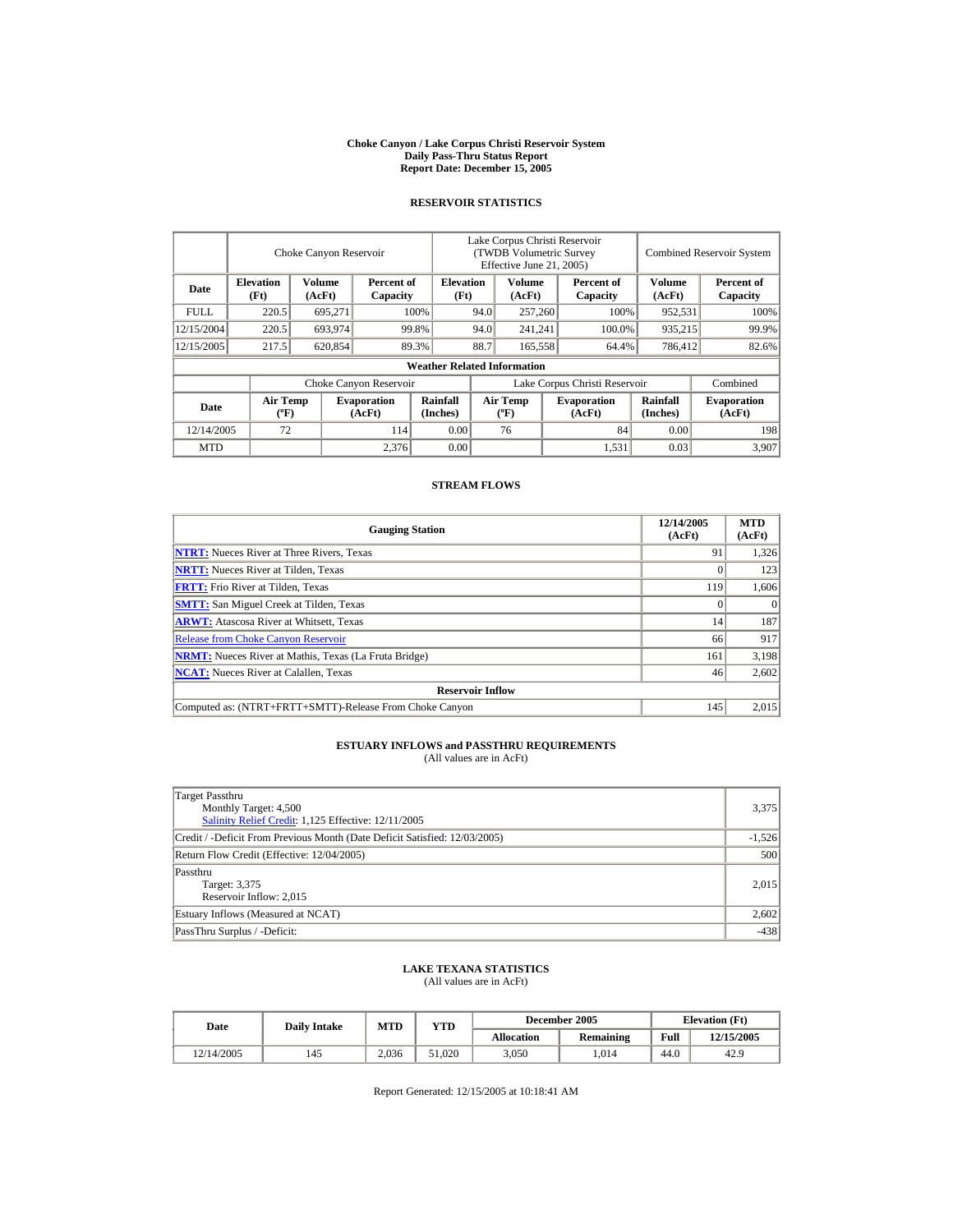# Choke Canyon / Lake Corpus Christi Reservoir System
## Daily Pass-Thru Status Report
### Report Date: December 15, 2005

## RESERVOIR STATISTICS

| Date | Choke Canyon Reservoir | | | Lake Corpus Christi Reservoir (TWDB Volumetric Survey Effective June 21, 2005) | | | Combined Reservoir System | |
|---|---|---|---|---|---|---|---|---|
| | Elevation (Ft) | Volume (AcFt) | Percent of Capacity | Elevation (Ft) | Volume (AcFt) | Percent of Capacity | Volume (AcFt) | Percent of Capacity |
| FULL | 220.5 | 695,271 | 100% | 94.0 | 257,260 | 100% | 952,531 | 100% |
| 12/15/2004 | 220.5 | 693,974 | 99.8% | 94.0 | 241,241 | 100.0% | 935,215 | 99.9% |
| 12/15/2005 | 217.5 | 620,854 | 89.3% | 88.7 | 165,558 | 64.4% | 786,412 | 82.6% |

**Weather Related Information**

| Date | Choke Canyon Reservoir | | | Lake Corpus Christi Reservoir | | | Combined |
|---|---|---|---|---|---|---|---|
| | Air Temp (ºF) | Evaporation (AcFt) | Rainfall (Inches) | Air Temp (ºF) | Evaporation (AcFt) | Rainfall (Inches) | Evaporation (AcFt) |
| 12/14/2005 | 72 | 114 | 0.00 | 76 | 84 | 0.00 | 198 |
| MTD | | 2,376 | 0.00 | | 1,531 | 0.03 | 3,907 |

## STREAM FLOWS

| Gauging Station | 12/14/2005 (AcFt) | MTD (AcFt) |
|---|---|---|
| NTRT: Nueces River at Three Rivers, Texas | 91 | 1,326 |
| NRTT: Nueces River at Tilden, Texas | 0 | 123 |
| FRTT: Frio River at Tilden, Texas | 119 | 1,606 |
| SMTT: San Miguel Creek at Tilden, Texas | 0 | 0 |
| ARWT: Atascosa River at Whitsett, Texas | 14 | 187 |
| Release from Choke Canyon Reservoir | 66 | 917 |
| NRMT: Nueces River at Mathis, Texas (La Fruta Bridge) | 161 | 3,198 |
| NCAT: Nueces River at Calallen, Texas | 46 | 2,602 |
| **Reservoir Inflow** | | |
| Computed as: (NTRT+FRTT+SMTT)-Release From Choke Canyon | 145 | 2,015 |

## ESTUARY INFLOWS and PASSTHRU REQUIREMENTS
(All values are in AcFt)

| | |
|---|---|
| Target Passthru<br>Monthly Target: 4,500<br>Salinity Relief Credit: 1,125 Effective: 12/11/2005 | 3,375 |
| Credit / -Deficit From Previous Month (Date Deficit Satisfied: 12/03/2005) | -1,526 |
| Return Flow Credit (Effective: 12/04/2005) | 500 |
| Passthru<br>Target: 3,375<br>Reservoir Inflow: 2,015 | 2,015 |
| Estuary Inflows (Measured at NCAT) | 2,602 |
| PassThru Surplus / -Deficit: | -438 |

## LAKE TEXANA STATISTICS
(All values are in AcFt)

| Date | Daily Intake | MTD | YTD | December 2005 | | Elevation (Ft) | |
|---|---|---|---|---|---|---|---|
| | | | | Allocation | Remaining | Full | 12/15/2005 |
| 12/14/2005 | 145 | 2,036 | 51,020 | 3,050 | 1,014 | 44.0 | 42.9 |

Report Generated: 12/15/2005 at 10:18:41 AM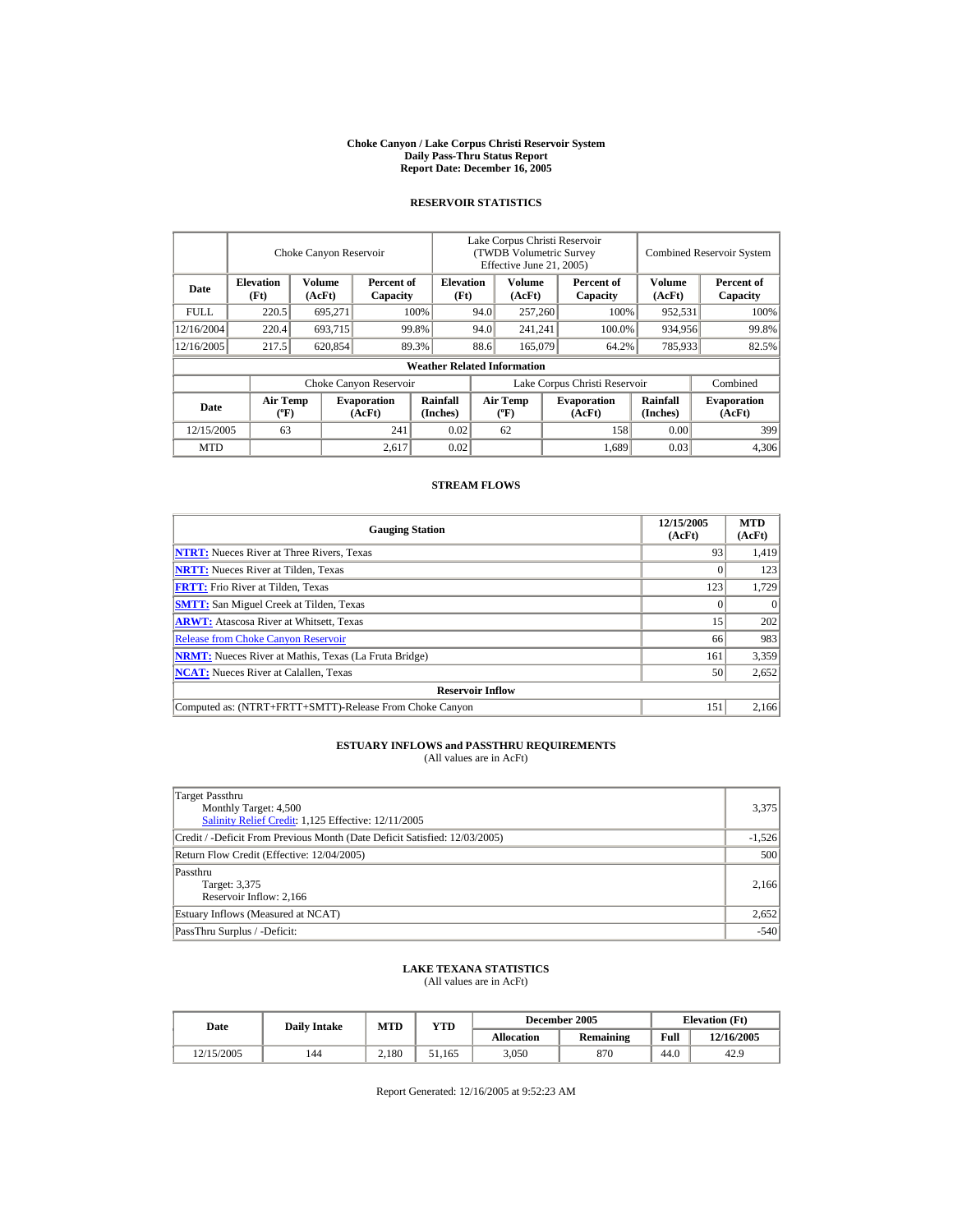# Choke Canyon / Lake Corpus Christi Reservoir System
## Daily Pass-Thru Status Report
### Report Date: December 16, 2005

## RESERVOIR STATISTICS

| Date | Choke Canyon Reservoir | | | Lake Corpus Christi Reservoir (TWDB Volumetric Survey Effective June 21, 2005) | | | Combined Reservoir System | |
|---|---|---|---|---|---|---|---|---|
| | Elevation (Ft) | Volume (AcFt) | Percent of Capacity | Elevation (Ft) | Volume (AcFt) | Percent of Capacity | Volume (AcFt) | Percent of Capacity |
| FULL | 220.5 | 695,271 | 100% | 94.0 | 257,260 | 100% | 952,531 | 100% |
| 12/16/2004 | 220.4 | 693,715 | 99.8% | 94.0 | 241,241 | 100.0% | 934,956 | 99.8% |
| 12/16/2005 | 217.5 | 620,854 | 89.3% | 88.6 | 165,079 | 64.2% | 785,933 | 82.5% |

**Weather Related Information**

| Date | Choke Canyon Reservoir | | | Lake Corpus Christi Reservoir | | | Combined |
|---|---|---|---|---|---|---|---|
| | Air Temp (ºF) | Evaporation (AcFt) | Rainfall (Inches) | Air Temp (ºF) | Evaporation (AcFt) | Rainfall (Inches) | Evaporation (AcFt) |
| 12/15/2005 | 63 | 241 | 0.02 | 62 | 158 | 0.00 | 399 |
| MTD | | 2,617 | 0.02 | | 1,689 | 0.03 | 4,306 |

## STREAM FLOWS

| Gauging Station | 12/15/2005 (AcFt) | MTD (AcFt) |
|---|---|---|
| NTRT: Nueces River at Three Rivers, Texas | 93 | 1,419 |
| NRTT: Nueces River at Tilden, Texas | 0 | 123 |
| FRTT: Frio River at Tilden, Texas | 123 | 1,729 |
| SMTT: San Miguel Creek at Tilden, Texas | 0 | 0 |
| ARWT: Atascosa River at Whitsett, Texas | 15 | 202 |
| Release from Choke Canyon Reservoir | 66 | 983 |
| NRMT: Nueces River at Mathis, Texas (La Fruta Bridge) | 161 | 3,359 |
| NCAT: Nueces River at Calallen, Texas | 50 | 2,652 |
| **Reservoir Inflow** | | |
| Computed as: (NTRT+FRTT+SMTT)-Release From Choke Canyon | 151 | 2,166 |

## ESTUARY INFLOWS and PASSTHRU REQUIREMENTS
(All values are in AcFt)

| | |
|---|---|
| Target Passthru<br>Monthly Target: 4,500<br>Salinity Relief Credit: 1,125 Effective: 12/11/2005 | 3,375 |
| Credit / -Deficit From Previous Month (Date Deficit Satisfied: 12/03/2005) | -1,526 |
| Return Flow Credit (Effective: 12/04/2005) | 500 |
| Passthru<br>Target: 3,375<br>Reservoir Inflow: 2,166 | 2,166 |
| Estuary Inflows (Measured at NCAT) | 2,652 |
| PassThru Surplus / -Deficit: | -540 |

## LAKE TEXANA STATISTICS
(All values are in AcFt)

| Date | Daily Intake | MTD | YTD | December 2005 | | Elevation (Ft) | |
|---|---|---|---|---|---|---|---|
| | | | | Allocation | Remaining | Full | 12/16/2005 |
| 12/15/2005 | 144 | 2,180 | 51,165 | 3,050 | 870 | 44.0 | 42.9 |

Report Generated: 12/16/2005 at 9:52:23 AM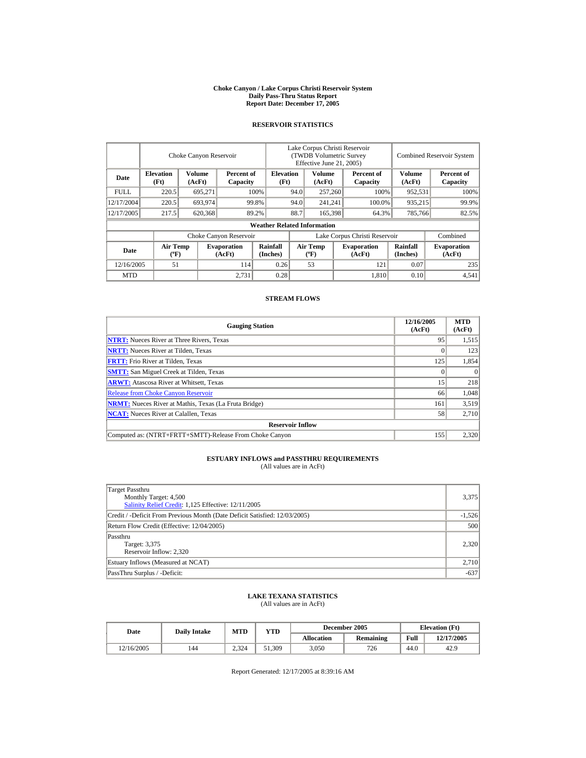# Choke Canyon / Lake Corpus Christi Reservoir System
## Daily Pass-Thru Status Report
## Report Date: December 17, 2005

### RESERVOIR STATISTICS

| Date | Choke Canyon Reservoir | | | Lake Corpus Christi Reservoir (TWDB Volumetric Survey Effective June 21, 2005) | | | Combined Reservoir System | |
|---|---|---|---|---|---|---|---|---|
| | Elevation (Ft) | Volume (AcFt) | Percent of Capacity | Elevation (Ft) | Volume (AcFt) | Percent of Capacity | Volume (AcFt) | Percent of Capacity |
| FULL | 220.5 | 695,271 | 100% | 94.0 | 257,260 | 100% | 952,531 | 100% |
| 12/17/2004 | 220.5 | 693,974 | 99.8% | 94.0 | 241,241 | 100.0% | 935,215 | 99.9% |
| 12/17/2005 | 217.5 | 620,368 | 89.2% | 88.7 | 165,398 | 64.3% | 785,766 | 82.5% |

**Weather Related Information**

| Date | Choke Canyon Reservoir | | | Lake Corpus Christi Reservoir | | | Combined |
|---|---|---|---|---|---|---|---|
| | Air Temp (ºF) | Evaporation (AcFt) | Rainfall (Inches) | Air Temp (ºF) | Evaporation (AcFt) | Rainfall (Inches) | Evaporation (AcFt) |
| 12/16/2005 | 51 | 114 | 0.26 | 53 | 121 | 0.07 | 235 |
| MTD | | 2,731 | 0.28 | | 1,810 | 0.10 | 4,541 |

### STREAM FLOWS

| Gauging Station | 12/16/2005 (AcFt) | MTD (AcFt) |
|---|---|---|
| NTRT: Nueces River at Three Rivers, Texas | 95 | 1,515 |
| NRTT: Nueces River at Tilden, Texas | 0 | 123 |
| FRTT: Frio River at Tilden, Texas | 125 | 1,854 |
| SMTT: San Miguel Creek at Tilden, Texas | 0 | 0 |
| ARWT: Atascosa River at Whitsett, Texas | 15 | 218 |
| Release from Choke Canyon Reservoir | 66 | 1,048 |
| NRMT: Nueces River at Mathis, Texas (La Fruta Bridge) | 161 | 3,519 |
| NCAT: Nueces River at Calallen, Texas | 58 | 2,710 |
| **Reservoir Inflow** | | |
| Computed as: (NTRT+FRTT+SMTT)-Release From Choke Canyon | 155 | 2,320 |

### ESTUARY INFLOWS and PASSTHRU REQUIREMENTS
(All values are in AcFt)

| | |
|---|---|
| Target Passthru<br>Monthly Target: 4,500<br>Salinity Relief Credit: 1,125 Effective: 12/11/2005 | 3,375 |
| Credit / -Deficit From Previous Month (Date Deficit Satisfied: 12/03/2005) | -1,526 |
| Return Flow Credit (Effective: 12/04/2005) | 500 |
| Passthru<br>Target: 3,375<br>Reservoir Inflow: 2,320 | 2,320 |
| Estuary Inflows (Measured at NCAT) | 2,710 |
| PassThru Surplus / -Deficit: | -637 |

### LAKE TEXANA STATISTICS
(All values are in AcFt)

| Date | Daily Intake | MTD | YTD | December 2005 | | Elevation (Ft) | |
|---|---|---|---|---|---|---|---|
| | | | | Allocation | Remaining | Full | 12/17/2005 |
| 12/16/2005 | 144 | 2,324 | 51,309 | 3,050 | 726 | 44.0 | 42.9 |

Report Generated: 12/17/2005 at 8:39:16 AM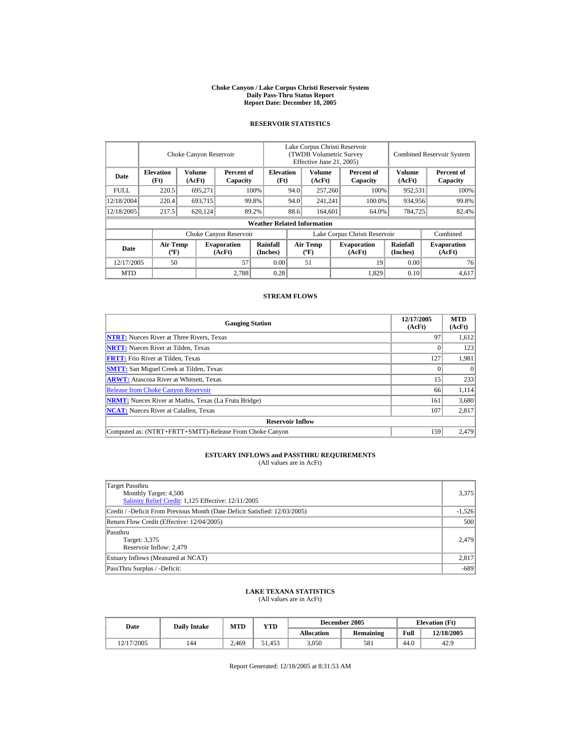# Choke Canyon / Lake Corpus Christi Reservoir System
## Daily Pass-Thru Status Report
## Report Date: December 18, 2005

### RESERVOIR STATISTICS

| | Choke Canyon Reservoir | | | Lake Corpus Christi Reservoir (TWDB Volumetric Survey Effective June 21, 2005) | | | Combined Reservoir System | |
|---|---|---|---|---|---|---|---|---|
| Date | Elevation (Ft) | Volume (AcFt) | Percent of Capacity | Elevation (Ft) | Volume (AcFt) | Percent of Capacity | Volume (AcFt) | Percent of Capacity |
| FULL | 220.5 | 695,271 | 100% | 94.0 | 257,260 | 100% | 952,531 | 100% |
| 12/18/2004 | 220.4 | 693,715 | 99.8% | 94.0 | 241,241 | 100.0% | 934,956 | 99.8% |
| 12/18/2005 | 217.5 | 620,124 | 89.2% | 88.6 | 164,601 | 64.0% | 784,725 | 82.4% |

**Weather Related Information**

| | Choke Canyon Reservoir | | | Lake Corpus Christi Reservoir | | | Combined |
|---|---|---|---|---|---|---|---|
| Date | Air Temp (ºF) | Evaporation (AcFt) | Rainfall (Inches) | Air Temp (ºF) | Evaporation (AcFt) | Rainfall (Inches) | Evaporation (AcFt) |
| 12/17/2005 | 50 | 57 | 0.00 | 51 | 19 | 0.00 | 76 |
| MTD | | 2,788 | 0.28 | | 1,829 | 0.10 | 4,617 |

### STREAM FLOWS

| Gauging Station | 12/17/2005 (AcFt) | MTD (AcFt) |
|---|---|---|
| NTRT: Nueces River at Three Rivers, Texas | 97 | 1,612 |
| NRTT: Nueces River at Tilden, Texas | 0 | 123 |
| FRTT: Frio River at Tilden, Texas | 127 | 1,981 |
| SMTT: San Miguel Creek at Tilden, Texas | 0 | 0 |
| ARWT: Atascosa River at Whitsett, Texas | 15 | 233 |
| Release from Choke Canyon Reservoir | 66 | 1,114 |
| NRMT: Nueces River at Mathis, Texas (La Fruta Bridge) | 161 | 3,680 |
| NCAT: Nueces River at Calallen, Texas | 107 | 2,817 |
| **Reservoir Inflow** | | |
| Computed as: (NTRT+FRTT+SMTT)-Release From Choke Canyon | 159 | 2,479 |

### ESTUARY INFLOWS and PASSTHRU REQUIREMENTS
(All values are in AcFt)

| | |
|---|---|
| Target Passthru<br>Monthly Target: 4,500<br>Salinity Relief Credit: 1,125 Effective: 12/11/2005 | 3,375 |
| Credit / -Deficit From Previous Month (Date Deficit Satisfied: 12/03/2005) | -1,526 |
| Return Flow Credit (Effective: 12/04/2005) | 500 |
| Passthru<br>Target: 3,375<br>Reservoir Inflow: 2,479 | 2,479 |
| Estuary Inflows (Measured at NCAT) | 2,817 |
| PassThru Surplus / -Deficit: | -689 |

### LAKE TEXANA STATISTICS
(All values are in AcFt)

| Date | Daily Intake | MTD | YTD | December 2005 | | Elevation (Ft) | |
|---|---|---|---|---|---|---|---|
| | | | | Allocation | Remaining | Full | 12/18/2005 |
| 12/17/2005 | 144 | 2,469 | 51,453 | 3,050 | 581 | 44.0 | 42.9 |

Report Generated: 12/18/2005 at 8:31:53 AM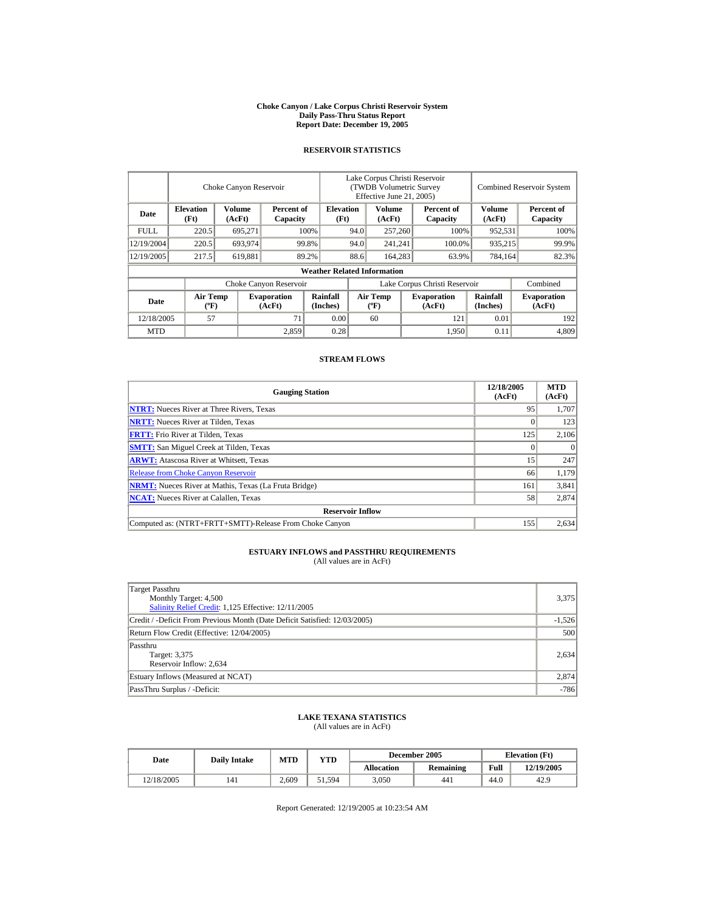**Choke Canyon / Lake Corpus Christi Reservoir System**
**Daily Pass-Thru Status Report**
**Report Date: December 19, 2005**

## RESERVOIR STATISTICS

| Date | Choke Canyon Reservoir | | | Lake Corpus Christi Reservoir (TWDB Volumetric Survey Effective June 21, 2005) | | | Combined Reservoir System | |
|---|---|---|---|---|---|---|---|---|
| | Elevation (Ft) | Volume (AcFt) | Percent of Capacity | Elevation (Ft) | Volume (AcFt) | Percent of Capacity | Volume (AcFt) | Percent of Capacity |
| FULL | 220.5 | 695,271 | 100% | 94.0 | 257,260 | 100% | 952,531 | 100% |
| 12/19/2004 | 220.5 | 693,974 | 99.8% | 94.0 | 241,241 | 100.0% | 935,215 | 99.9% |
| 12/19/2005 | 217.5 | 619,881 | 89.2% | 88.6 | 164,283 | 63.9% | 784,164 | 82.3% |

**Weather Related Information**

| Date | Choke Canyon Reservoir | | | Lake Corpus Christi Reservoir | | | Combined |
|---|---|---|---|---|---|---|---|
| | Air Temp (ºF) | Evaporation (AcFt) | Rainfall (Inches) | Air Temp (ºF) | Evaporation (AcFt) | Rainfall (Inches) | Evaporation (AcFt) |
| 12/18/2005 | 57 | 71 | 0.00 | 60 | 121 | 0.01 | 192 |
| MTD | | 2,859 | 0.28 | | 1,950 | 0.11 | 4,809 |

## STREAM FLOWS

| Gauging Station | 12/18/2005 (AcFt) | MTD (AcFt) |
|---|---|---|
| NTRT: Nueces River at Three Rivers, Texas | 95 | 1,707 |
| NRTT: Nueces River at Tilden, Texas | 0 | 123 |
| FRTT: Frio River at Tilden, Texas | 125 | 2,106 |
| SMTT: San Miguel Creek at Tilden, Texas | 0 | 0 |
| ARWT: Atascosa River at Whitsett, Texas | 15 | 247 |
| Release from Choke Canyon Reservoir | 66 | 1,179 |
| NRMT: Nueces River at Mathis, Texas (La Fruta Bridge) | 161 | 3,841 |
| NCAT: Nueces River at Calallen, Texas | 58 | 2,874 |
| **Reservoir Inflow** | | |
| Computed as: (NTRT+FRTT+SMTT)-Release From Choke Canyon | 155 | 2,634 |

## ESTUARY INFLOWS and PASSTHRU REQUIREMENTS
(All values are in AcFt)

| | |
|---|---|
| Target Passthru<br>Monthly Target: 4,500<br>Salinity Relief Credit: 1,125 Effective: 12/11/2005 | 3,375 |
| Credit / -Deficit From Previous Month (Date Deficit Satisfied: 12/03/2005) | -1,526 |
| Return Flow Credit (Effective: 12/04/2005) | 500 |
| Passthru<br>Target: 3,375<br>Reservoir Inflow: 2,634 | 2,634 |
| Estuary Inflows (Measured at NCAT) | 2,874 |
| PassThru Surplus / -Deficit: | -786 |

## LAKE TEXANA STATISTICS
(All values are in AcFt)

| Date | Daily Intake | MTD | YTD | December 2005 | | Elevation (Ft) | |
|---|---|---|---|---|---|---|---|
| | | | | Allocation | Remaining | Full | 12/19/2005 |
| 12/18/2005 | 141 | 2,609 | 51,594 | 3,050 | 441 | 44.0 | 42.9 |

Report Generated: 12/19/2005 at 10:23:54 AM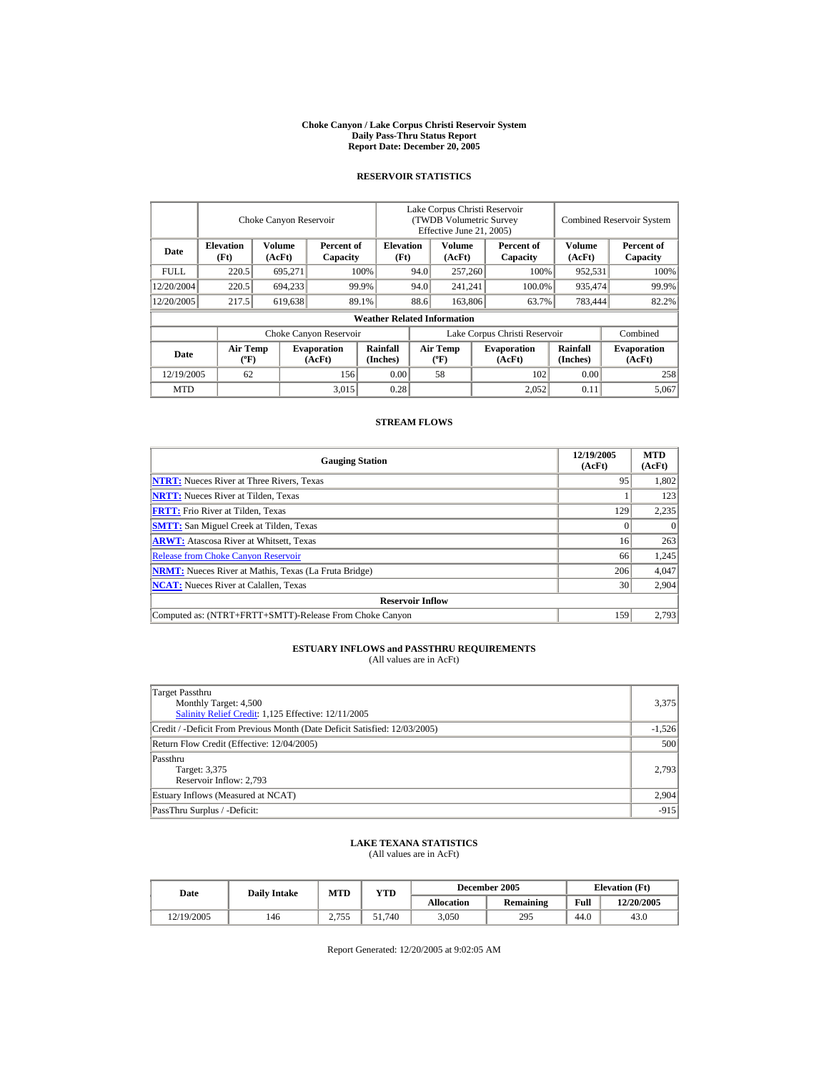# Choke Canyon / Lake Corpus Christi Reservoir System
## Daily Pass-Thru Status Report
### Report Date: December 20, 2005

## RESERVOIR STATISTICS

| Date | Choke Canyon Reservoir | | | Lake Corpus Christi Reservoir (TWDB Volumetric Survey Effective June 21, 2005) | | | Combined Reservoir System | |
|---|---|---|---|---|---|---|---|---|
| | Elevation (Ft) | Volume (AcFt) | Percent of Capacity | Elevation (Ft) | Volume (AcFt) | Percent of Capacity | Volume (AcFt) | Percent of Capacity |
| FULL | 220.5 | 695,271 | 100% | 94.0 | 257,260 | 100% | 952,531 | 100% |
| 12/20/2004 | 220.5 | 694,233 | 99.9% | 94.0 | 241,241 | 100.0% | 935,474 | 99.9% |
| 12/20/2005 | 217.5 | 619,638 | 89.1% | 88.6 | 163,806 | 63.7% | 783,444 | 82.2% |

**Weather Related Information**

| Date | Choke Canyon Reservoir | | | Lake Corpus Christi Reservoir | | | Combined |
|---|---|---|---|---|---|---|---|
| | Air Temp (ºF) | Evaporation (AcFt) | Rainfall (Inches) | Air Temp (ºF) | Evaporation (AcFt) | Rainfall (Inches) | Evaporation (AcFt) |
| 12/19/2005 | 62 | 156 | 0.00 | 58 | 102 | 0.00 | 258 |
| MTD | | 3,015 | 0.28 | | 2,052 | 0.11 | 5,067 |

## STREAM FLOWS

| Gauging Station | 12/19/2005 (AcFt) | MTD (AcFt) |
|---|---|---|
| NTRT: Nueces River at Three Rivers, Texas | 95 | 1,802 |
| NRTT: Nueces River at Tilden, Texas | 1 | 123 |
| FRTT: Frio River at Tilden, Texas | 129 | 2,235 |
| SMTT: San Miguel Creek at Tilden, Texas | 0 | 0 |
| ARWT: Atascosa River at Whitsett, Texas | 16 | 263 |
| Release from Choke Canyon Reservoir | 66 | 1,245 |
| NRMT: Nueces River at Mathis, Texas (La Fruta Bridge) | 206 | 4,047 |
| NCAT: Nueces River at Calallen, Texas | 30 | 2,904 |
| **Reservoir Inflow** | | |
| Computed as: (NTRT+FRTT+SMTT)-Release From Choke Canyon | 159 | 2,793 |

## ESTUARY INFLOWS and PASSTHRU REQUIREMENTS
(All values are in AcFt)

| | |
|---|---|
| Target Passthru<br>Monthly Target: 4,500<br>Salinity Relief Credit: 1,125 Effective: 12/11/2005 | 3,375 |
| Credit / -Deficit From Previous Month (Date Deficit Satisfied: 12/03/2005) | -1,526 |
| Return Flow Credit (Effective: 12/04/2005) | 500 |
| Passthru<br>Target: 3,375<br>Reservoir Inflow: 2,793 | 2,793 |
| Estuary Inflows (Measured at NCAT) | 2,904 |
| PassThru Surplus / -Deficit: | -915 |

## LAKE TEXANA STATISTICS
(All values are in AcFt)

| Date | Daily Intake | MTD | YTD | December 2005 | | Elevation (Ft) | |
|---|---|---|---|---|---|---|---|
| | | | | Allocation | Remaining | Full | 12/20/2005 |
| 12/19/2005 | 146 | 2,755 | 51,740 | 3,050 | 295 | 44.0 | 43.0 |

Report Generated: 12/20/2005 at 9:02:05 AM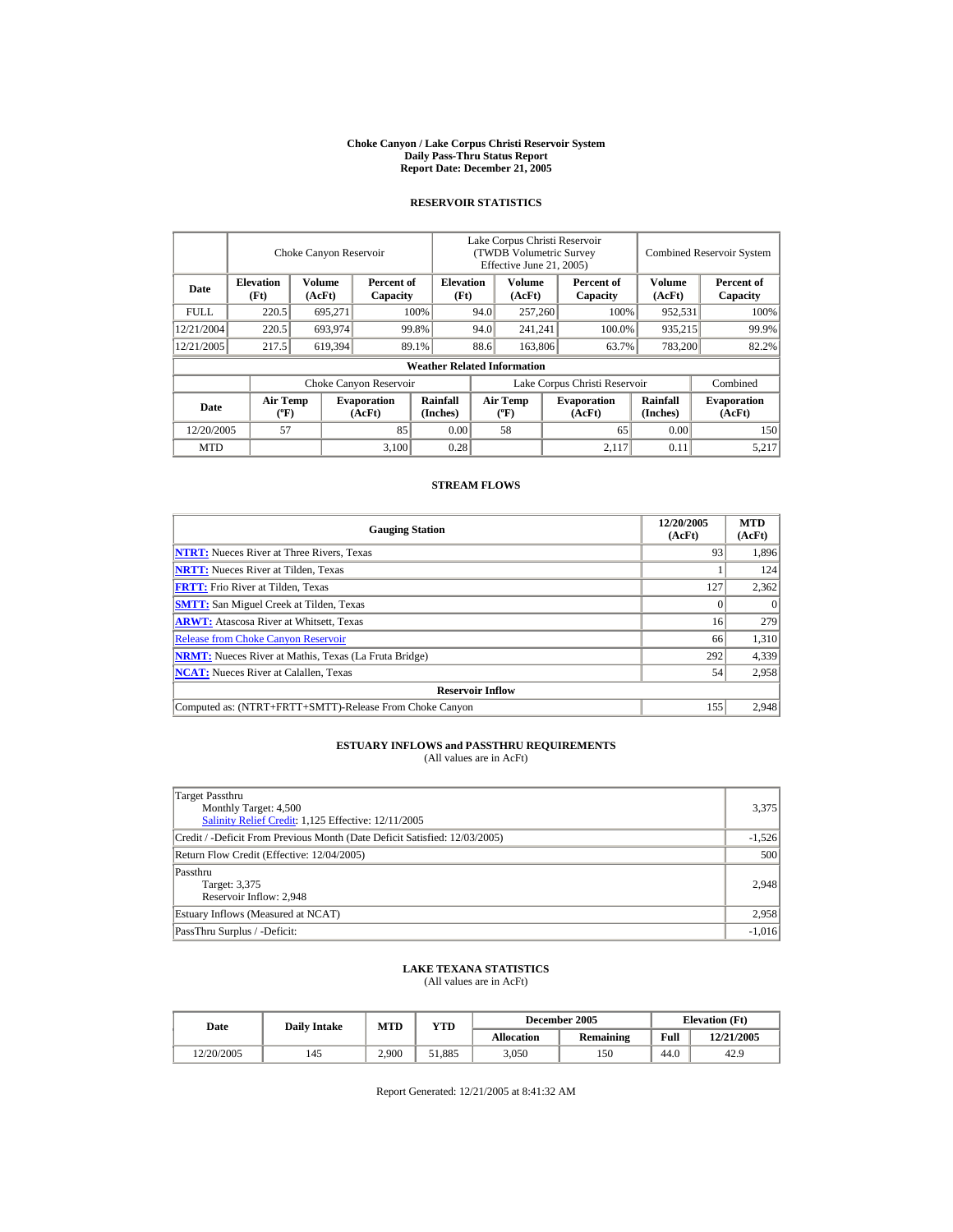# Choke Canyon / Lake Corpus Christi Reservoir System
## Daily Pass-Thru Status Report
### Report Date: December 21, 2005

## RESERVOIR STATISTICS

| Date | Choke Canyon Reservoir | | | Lake Corpus Christi Reservoir (TWDB Volumetric Survey Effective June 21, 2005) | | | Combined Reservoir System | |
|---|---|---|---|---|---|---|---|---|
| | Elevation (Ft) | Volume (AcFt) | Percent of Capacity | Elevation (Ft) | Volume (AcFt) | Percent of Capacity | Volume (AcFt) | Percent of Capacity |
| FULL | 220.5 | 695,271 | 100% | 94.0 | 257,260 | 100% | 952,531 | 100% |
| 12/21/2004 | 220.5 | 693,974 | 99.8% | 94.0 | 241,241 | 100.0% | 935,215 | 99.9% |
| 12/21/2005 | 217.5 | 619,394 | 89.1% | 88.6 | 163,806 | 63.7% | 783,200 | 82.2% |

**Weather Related Information**

| Date | Choke Canyon Reservoir | | | Lake Corpus Christi Reservoir | | | Combined |
|---|---|---|---|---|---|---|---|
| | Air Temp (ºF) | Evaporation (AcFt) | Rainfall (Inches) | Air Temp (ºF) | Evaporation (AcFt) | Rainfall (Inches) | Evaporation (AcFt) |
| 12/20/2005 | 57 | 85 | 0.00 | 58 | 65 | 0.00 | 150 |
| MTD | | 3,100 | 0.28 | | 2,117 | 0.11 | 5,217 |

## STREAM FLOWS

| Gauging Station | 12/20/2005 (AcFt) | MTD (AcFt) |
|---|---|---|
| NTRT: Nueces River at Three Rivers, Texas | 93 | 1,896 |
| NRTT: Nueces River at Tilden, Texas | 1 | 124 |
| FRTT: Frio River at Tilden, Texas | 127 | 2,362 |
| SMTT: San Miguel Creek at Tilden, Texas | 0 | 0 |
| ARWT: Atascosa River at Whitsett, Texas | 16 | 279 |
| Release from Choke Canyon Reservoir | 66 | 1,310 |
| NRMT: Nueces River at Mathis, Texas (La Fruta Bridge) | 292 | 4,339 |
| NCAT: Nueces River at Calallen, Texas | 54 | 2,958 |
| **Reservoir Inflow** | | |
| Computed as: (NTRT+FRTT+SMTT)-Release From Choke Canyon | 155 | 2,948 |

## ESTUARY INFLOWS and PASSTHRU REQUIREMENTS
(All values are in AcFt)

| | |
|---|---|
| Target Passthru<br>Monthly Target: 4,500<br>Salinity Relief Credit: 1,125 Effective: 12/11/2005 | 3,375 |
| Credit / -Deficit From Previous Month (Date Deficit Satisfied: 12/03/2005) | -1,526 |
| Return Flow Credit (Effective: 12/04/2005) | 500 |
| Passthru<br>Target: 3,375<br>Reservoir Inflow: 2,948 | 2,948 |
| Estuary Inflows (Measured at NCAT) | 2,958 |
| PassThru Surplus / -Deficit: | -1,016 |

## LAKE TEXANA STATISTICS
(All values are in AcFt)

| Date | Daily Intake | MTD | YTD | December 2005 | | Elevation (Ft) | |
|---|---|---|---|---|---|---|---|
| | | | | Allocation | Remaining | Full | 12/21/2005 |
| 12/20/2005 | 145 | 2,900 | 51,885 | 3,050 | 150 | 44.0 | 42.9 |

Report Generated: 12/21/2005 at 8:41:32 AM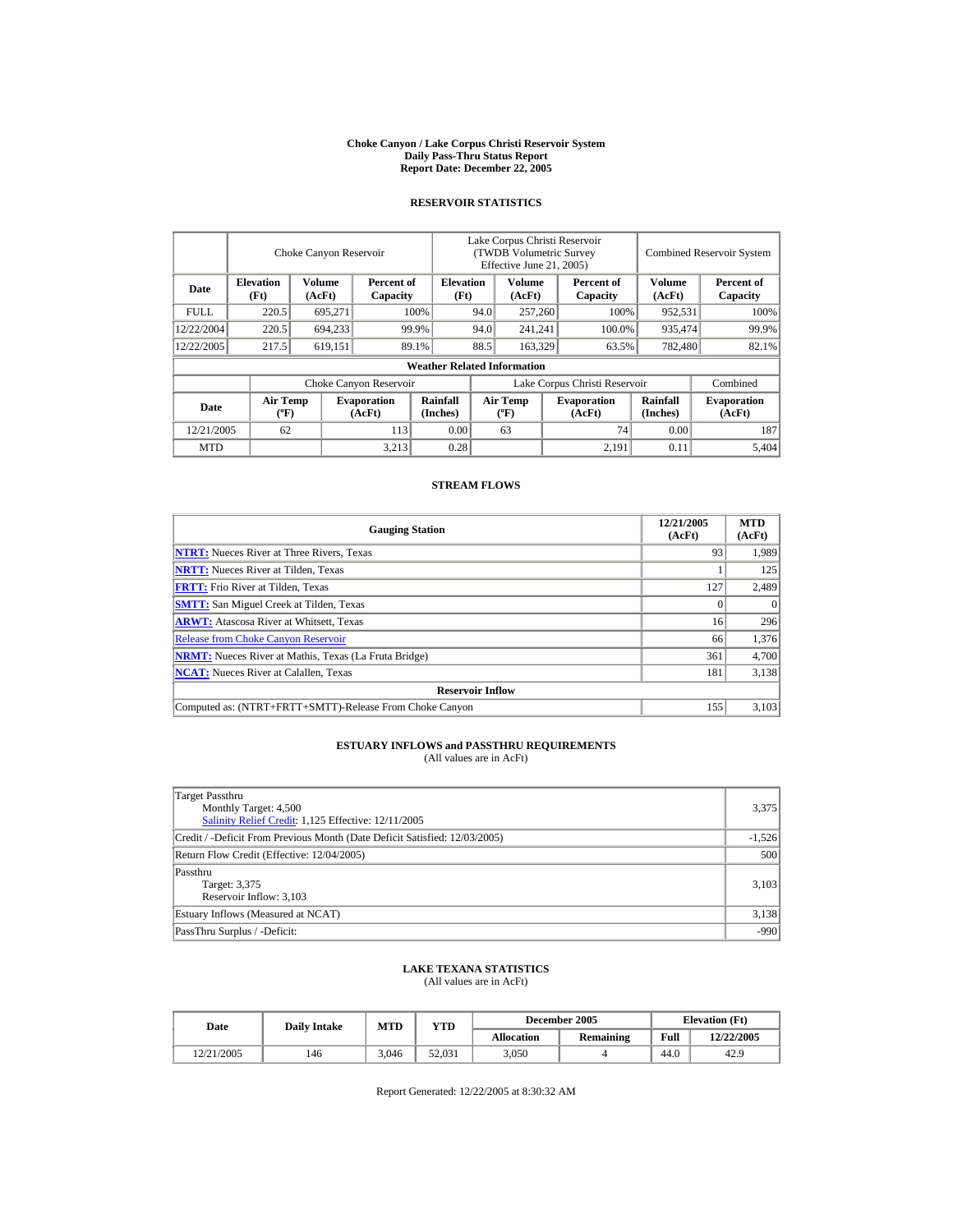# Choke Canyon / Lake Corpus Christi Reservoir System
## Daily Pass-Thru Status Report
### Report Date: December 22, 2005

## RESERVOIR STATISTICS

| Date | Choke Canyon Reservoir | | | Lake Corpus Christi Reservoir (TWDB Volumetric Survey Effective June 21, 2005) | | | Combined Reservoir System | |
|---|---|---|---|---|---|---|---|---|
| | Elevation (Ft) | Volume (AcFt) | Percent of Capacity | Elevation (Ft) | Volume (AcFt) | Percent of Capacity | Volume (AcFt) | Percent of Capacity |
| FULL | 220.5 | 695,271 | 100% | 94.0 | 257,260 | 100% | 952,531 | 100% |
| 12/22/2004 | 220.5 | 694,233 | 99.9% | 94.0 | 241,241 | 100.0% | 935,474 | 99.9% |
| 12/22/2005 | 217.5 | 619,151 | 89.1% | 88.5 | 163,329 | 63.5% | 782,480 | 82.1% |

**Weather Related Information**

| Date | Choke Canyon Reservoir | | | Lake Corpus Christi Reservoir | | | Combined |
|---|---|---|---|---|---|---|---|
| | Air Temp (ºF) | Evaporation (AcFt) | Rainfall (Inches) | Air Temp (ºF) | Evaporation (AcFt) | Rainfall (Inches) | Evaporation (AcFt) |
| 12/21/2005 | 62 | 113 | 0.00 | 63 | 74 | 0.00 | 187 |
| MTD | | 3,213 | 0.28 | | 2,191 | 0.11 | 5,404 |

## STREAM FLOWS

| Gauging Station | 12/21/2005 (AcFt) | MTD (AcFt) |
|---|---|---|
| NTRT: Nueces River at Three Rivers, Texas | 93 | 1,989 |
| NRTT: Nueces River at Tilden, Texas | 1 | 125 |
| FRTT: Frio River at Tilden, Texas | 127 | 2,489 |
| SMTT: San Miguel Creek at Tilden, Texas | 0 | 0 |
| ARWT: Atascosa River at Whitsett, Texas | 16 | 296 |
| Release from Choke Canyon Reservoir | 66 | 1,376 |
| NRMT: Nueces River at Mathis, Texas (La Fruta Bridge) | 361 | 4,700 |
| NCAT: Nueces River at Calallen, Texas | 181 | 3,138 |
| **Reservoir Inflow** | | |
| Computed as: (NTRT+FRTT+SMTT)-Release From Choke Canyon | 155 | 3,103 |

## ESTUARY INFLOWS and PASSTHRU REQUIREMENTS
(All values are in AcFt)

| | |
|---|---|
| Target Passthru<br>Monthly Target: 4,500<br>Salinity Relief Credit: 1,125 Effective: 12/11/2005 | 3,375 |
| Credit / -Deficit From Previous Month (Date Deficit Satisfied: 12/03/2005) | -1,526 |
| Return Flow Credit (Effective: 12/04/2005) | 500 |
| Passthru<br>Target: 3,375<br>Reservoir Inflow: 3,103 | 3,103 |
| Estuary Inflows (Measured at NCAT) | 3,138 |
| PassThru Surplus / -Deficit: | -990 |

## LAKE TEXANA STATISTICS
(All values are in AcFt)

| Date | Daily Intake | MTD | YTD | December 2005 | | Elevation (Ft) | |
|---|---|---|---|---|---|---|---|
| | | | | Allocation | Remaining | Full | 12/22/2005 |
| 12/21/2005 | 146 | 3,046 | 52,031 | 3,050 | 4 | 44.0 | 42.9 |

Report Generated: 12/22/2005 at 8:30:32 AM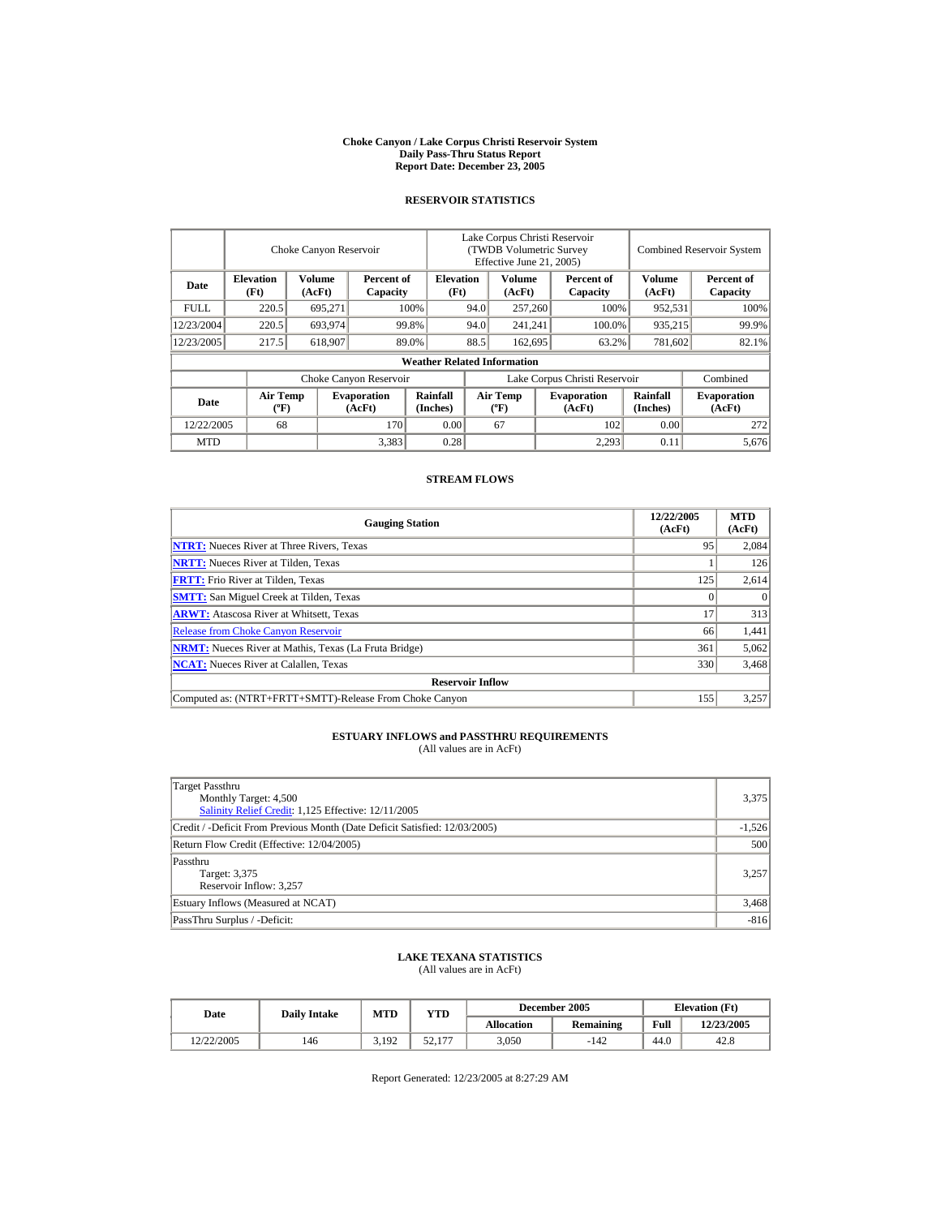# Choke Canyon / Lake Corpus Christi Reservoir System
## Daily Pass-Thru Status Report
### Report Date: December 23, 2005

## RESERVOIR STATISTICS

| Date | Choke Canyon Reservoir | | | Lake Corpus Christi Reservoir (TWDB Volumetric Survey Effective June 21, 2005) | | | Combined Reservoir System | |
|---|---|---|---|---|---|---|---|---|
| | Elevation (Ft) | Volume (AcFt) | Percent of Capacity | Elevation (Ft) | Volume (AcFt) | Percent of Capacity | Volume (AcFt) | Percent of Capacity |
| FULL | 220.5 | 695,271 | 100% | 94.0 | 257,260 | 100% | 952,531 | 100% |
| 12/23/2004 | 220.5 | 693,974 | 99.8% | 94.0 | 241,241 | 100.0% | 935,215 | 99.9% |
| 12/23/2005 | 217.5 | 618,907 | 89.0% | 88.5 | 162,695 | 63.2% | 781,602 | 82.1% |

**Weather Related Information**

| Date | Choke Canyon Reservoir | | | Lake Corpus Christi Reservoir | | | Combined |
|---|---|---|---|---|---|---|---|
| | Air Temp (ºF) | Evaporation (AcFt) | Rainfall (Inches) | Air Temp (ºF) | Evaporation (AcFt) | Rainfall (Inches) | Evaporation (AcFt) |
| 12/22/2005 | 68 | 170 | 0.00 | 67 | 102 | 0.00 | 272 |
| MTD | | 3,383 | 0.28 | | 2,293 | 0.11 | 5,676 |

## STREAM FLOWS

| Gauging Station | 12/22/2005 (AcFt) | MTD (AcFt) |
|---|---|---|
| NTRT: Nueces River at Three Rivers, Texas | 95 | 2,084 |
| NRTT: Nueces River at Tilden, Texas | 1 | 126 |
| FRTT: Frio River at Tilden, Texas | 125 | 2,614 |
| SMTT: San Miguel Creek at Tilden, Texas | 0 | 0 |
| ARWT: Atascosa River at Whitsett, Texas | 17 | 313 |
| Release from Choke Canyon Reservoir | 66 | 1,441 |
| NRMT: Nueces River at Mathis, Texas (La Fruta Bridge) | 361 | 5,062 |
| NCAT: Nueces River at Calallen, Texas | 330 | 3,468 |
| **Reservoir Inflow** | | |
| Computed as: (NTRT+FRTT+SMTT)-Release From Choke Canyon | 155 | 3,257 |

## ESTUARY INFLOWS and PASSTHRU REQUIREMENTS
(All values are in AcFt)

| | |
|---|---|
| Target Passthru<br>Monthly Target: 4,500<br>Salinity Relief Credit: 1,125 Effective: 12/11/2005 | 3,375 |
| Credit / -Deficit From Previous Month (Date Deficit Satisfied: 12/03/2005) | -1,526 |
| Return Flow Credit (Effective: 12/04/2005) | 500 |
| Passthru<br>Target: 3,375<br>Reservoir Inflow: 3,257 | 3,257 |
| Estuary Inflows (Measured at NCAT) | 3,468 |
| PassThru Surplus / -Deficit: | -816 |

## LAKE TEXANA STATISTICS
(All values are in AcFt)

| Date | Daily Intake | MTD | YTD | December 2005 | | Elevation (Ft) | |
|---|---|---|---|---|---|---|---|
| | | | | Allocation | Remaining | Full | 12/23/2005 |
| 12/22/2005 | 146 | 3,192 | 52,177 | 3,050 | -142 | 44.0 | 42.8 |

Report Generated: 12/23/2005 at 8:27:29 AM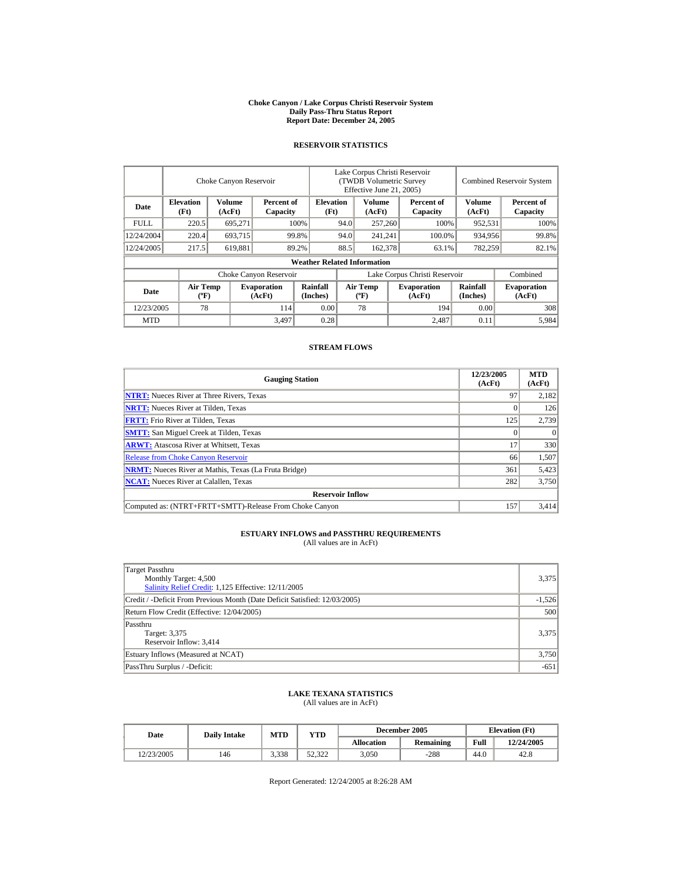# Choke Canyon / Lake Corpus Christi Reservoir System
## Daily Pass-Thru Status Report
### Report Date: December 24, 2005

## RESERVOIR STATISTICS

| Date | Choke Canyon Reservoir | | | Lake Corpus Christi Reservoir (TWDB Volumetric Survey Effective June 21, 2005) | | | Combined Reservoir System | |
|---|---|---|---|---|---|---|---|---|
| | Elevation (Ft) | Volume (AcFt) | Percent of Capacity | Elevation (Ft) | Volume (AcFt) | Percent of Capacity | Volume (AcFt) | Percent of Capacity |
| FULL | 220.5 | 695,271 | 100% | 94.0 | 257,260 | 100% | 952,531 | 100% |
| 12/24/2004 | 220.4 | 693,715 | 99.8% | 94.0 | 241,241 | 100.0% | 934,956 | 99.8% |
| 12/24/2005 | 217.5 | 619,881 | 89.2% | 88.5 | 162,378 | 63.1% | 782,259 | 82.1% |

**Weather Related Information**

| Date | Choke Canyon Reservoir | | | Lake Corpus Christi Reservoir | | | Combined |
|---|---|---|---|---|---|---|---|
| | Air Temp (ºF) | Evaporation (AcFt) | Rainfall (Inches) | Air Temp (ºF) | Evaporation (AcFt) | Rainfall (Inches) | Evaporation (AcFt) |
| 12/23/2005 | 78 | 114 | 0.00 | 78 | 194 | 0.00 | 308 |
| MTD | | 3,497 | 0.28 | | 2,487 | 0.11 | 5,984 |

## STREAM FLOWS

| Gauging Station | 12/23/2005 (AcFt) | MTD (AcFt) |
|---|---|---|
| NTRT: Nueces River at Three Rivers, Texas | 97 | 2,182 |
| NRTT: Nueces River at Tilden, Texas | 0 | 126 |
| FRTT: Frio River at Tilden, Texas | 125 | 2,739 |
| SMTT: San Miguel Creek at Tilden, Texas | 0 | 0 |
| ARWT: Atascosa River at Whitsett, Texas | 17 | 330 |
| Release from Choke Canyon Reservoir | 66 | 1,507 |
| NRMT: Nueces River at Mathis, Texas (La Fruta Bridge) | 361 | 5,423 |
| NCAT: Nueces River at Calallen, Texas | 282 | 3,750 |
| **Reservoir Inflow** | | |
| Computed as: (NTRT+FRTT+SMTT)-Release From Choke Canyon | 157 | 3,414 |

## ESTUARY INFLOWS and PASSTHRU REQUIREMENTS
(All values are in AcFt)

| | |
|---|---|
| Target Passthru<br>Monthly Target: 4,500<br>Salinity Relief Credit: 1,125 Effective: 12/11/2005 | 3,375 |
| Credit / -Deficit From Previous Month (Date Deficit Satisfied: 12/03/2005) | -1,526 |
| Return Flow Credit (Effective: 12/04/2005) | 500 |
| Passthru<br>Target: 3,375<br>Reservoir Inflow: 3,414 | 3,375 |
| Estuary Inflows (Measured at NCAT) | 3,750 |
| PassThru Surplus / -Deficit: | -651 |

## LAKE TEXANA STATISTICS
(All values are in AcFt)

| Date | Daily Intake | MTD | YTD | December 2005 | | Elevation (Ft) | |
|---|---|---|---|---|---|---|---|
| | | | | Allocation | Remaining | Full | 12/24/2005 |
| 12/23/2005 | 146 | 3,338 | 52,322 | 3,050 | -288 | 44.0 | 42.8 |

Report Generated: 12/24/2005 at 8:26:28 AM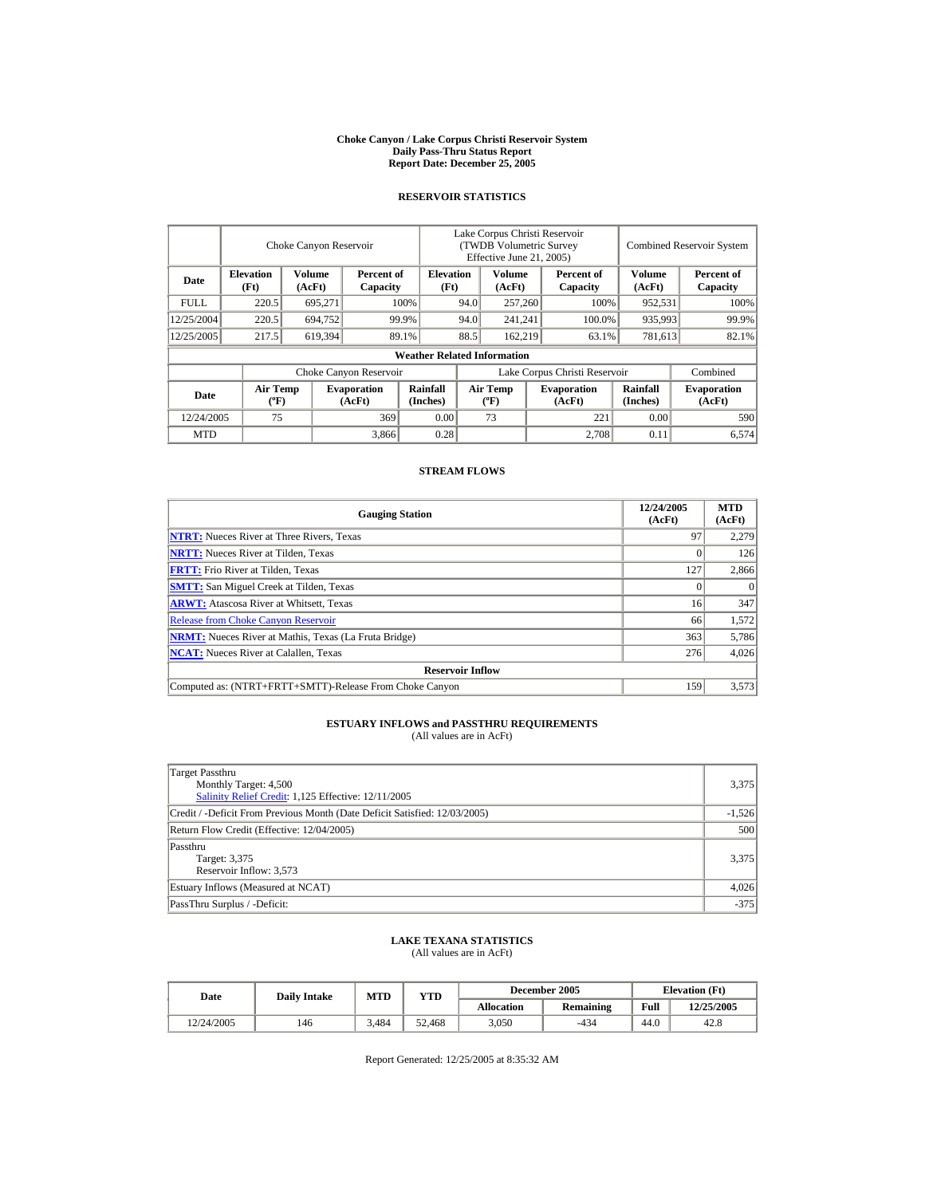# Choke Canyon / Lake Corpus Christi Reservoir System
## Daily Pass-Thru Status Report
### Report Date: December 25, 2005

## RESERVOIR STATISTICS

| Date | Choke Canyon Reservoir | | | Lake Corpus Christi Reservoir (TWDB Volumetric Survey Effective June 21, 2005) | | | Combined Reservoir System | |
|---|---|---|---|---|---|---|---|---|
| | Elevation (Ft) | Volume (AcFt) | Percent of Capacity | Elevation (Ft) | Volume (AcFt) | Percent of Capacity | Volume (AcFt) | Percent of Capacity |
| FULL | 220.5 | 695,271 | 100% | 94.0 | 257,260 | 100% | 952,531 | 100% |
| 12/25/2004 | 220.5 | 694,752 | 99.9% | 94.0 | 241,241 | 100.0% | 935,993 | 99.9% |
| 12/25/2005 | 217.5 | 619,394 | 89.1% | 88.5 | 162,219 | 63.1% | 781,613 | 82.1% |

**Weather Related Information**

| Date | Choke Canyon Reservoir | | | Lake Corpus Christi Reservoir | | | Combined |
|---|---|---|---|---|---|---|---|
| | Air Temp (ºF) | Evaporation (AcFt) | Rainfall (Inches) | Air Temp (ºF) | Evaporation (AcFt) | Rainfall (Inches) | Evaporation (AcFt) |
| 12/24/2005 | 75 | 369 | 0.00 | 73 | 221 | 0.00 | 590 |
| MTD | | 3,866 | 0.28 | | 2,708 | 0.11 | 6,574 |

## STREAM FLOWS

| Gauging Station | 12/24/2005 (AcFt) | MTD (AcFt) |
|---|---|---|
| NTRT: Nueces River at Three Rivers, Texas | 97 | 2,279 |
| NRTT: Nueces River at Tilden, Texas | 0 | 126 |
| FRTT: Frio River at Tilden, Texas | 127 | 2,866 |
| SMTT: San Miguel Creek at Tilden, Texas | 0 | 0 |
| ARWT: Atascosa River at Whitsett, Texas | 16 | 347 |
| Release from Choke Canyon Reservoir | 66 | 1,572 |
| NRMT: Nueces River at Mathis, Texas (La Fruta Bridge) | 363 | 5,786 |
| NCAT: Nueces River at Calallen, Texas | 276 | 4,026 |
| **Reservoir Inflow** | | |
| Computed as: (NTRT+FRTT+SMTT)-Release From Choke Canyon | 159 | 3,573 |

## ESTUARY INFLOWS and PASSTHRU REQUIREMENTS
(All values are in AcFt)

| | |
|---|---|
| Target Passthru<br>Monthly Target: 4,500<br>Salinity Relief Credit: 1,125 Effective: 12/11/2005 | 3,375 |
| Credit / -Deficit From Previous Month (Date Deficit Satisfied: 12/03/2005) | -1,526 |
| Return Flow Credit (Effective: 12/04/2005) | 500 |
| Passthru<br>Target: 3,375<br>Reservoir Inflow: 3,573 | 3,375 |
| Estuary Inflows (Measured at NCAT) | 4,026 |
| PassThru Surplus / -Deficit: | -375 |

## LAKE TEXANA STATISTICS
(All values are in AcFt)

| Date | Daily Intake | MTD | YTD | December 2005 | | Elevation (Ft) | |
|---|---|---|---|---|---|---|---|
| | | | | Allocation | Remaining | Full | 12/25/2005 |
| 12/24/2005 | 146 | 3,484 | 52,468 | 3,050 | -434 | 44.0 | 42.8 |

Report Generated: 12/25/2005 at 8:35:32 AM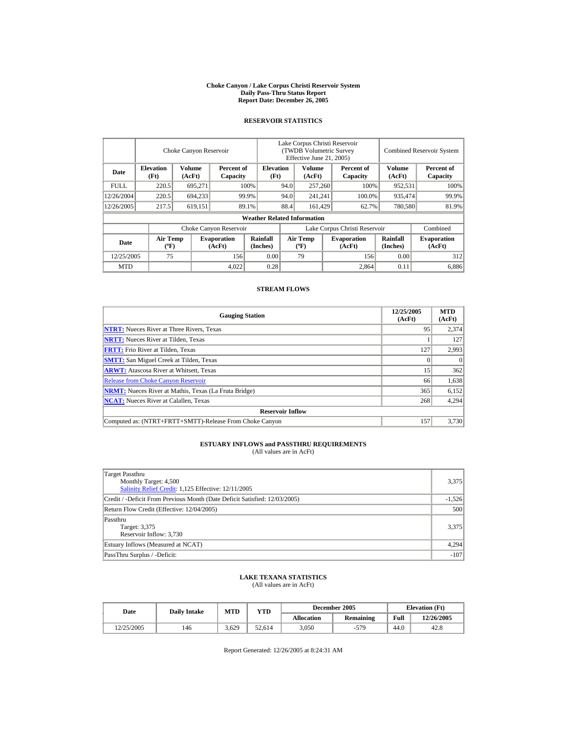**Choke Canyon / Lake Corpus Christi Reservoir System**
**Daily Pass-Thru Status Report**
**Report Date: December 26, 2005**

## RESERVOIR STATISTICS

| | Choke Canyon Reservoir | | | Lake Corpus Christi Reservoir (TWDB Volumetric Survey Effective June 21, 2005) | | | Combined Reservoir System | |
|---|---|---|---|---|---|---|---|---|
| **Date** | **Elevation (Ft)** | **Volume (AcFt)** | **Percent of Capacity** | **Elevation (Ft)** | **Volume (AcFt)** | **Percent of Capacity** | **Volume (AcFt)** | **Percent of Capacity** |
| FULL | 220.5 | 695,271 | 100% | 94.0 | 257,260 | 100% | 952,531 | 100% |
| 12/26/2004 | 220.5 | 694,233 | 99.9% | 94.0 | 241,241 | 100.0% | 935,474 | 99.9% |
| 12/26/2005 | 217.5 | 619,151 | 89.1% | 88.4 | 161,429 | 62.7% | 780,580 | 81.9% |

**Weather Related Information**

| | Choke Canyon Reservoir | | | Lake Corpus Christi Reservoir | | | Combined |
|---|---|---|---|---|---|---|---|
| **Date** | **Air Temp (ºF)** | **Evaporation (AcFt)** | **Rainfall (Inches)** | **Air Temp (ºF)** | **Evaporation (AcFt)** | **Rainfall (Inches)** | **Evaporation (AcFt)** |
| 12/25/2005 | 75 | 156 | 0.00 | 79 | 156 | 0.00 | 312 |
| MTD | | 4,022 | 0.28 | | 2,864 | 0.11 | 6,886 |

## STREAM FLOWS

| Gauging Station | 12/25/2005 (AcFt) | MTD (AcFt) |
|---|---|---|
| NTRT: Nueces River at Three Rivers, Texas | 95 | 2,374 |
| NRTT: Nueces River at Tilden, Texas | 1 | 127 |
| FRTT: Frio River at Tilden, Texas | 127 | 2,993 |
| SMTT: San Miguel Creek at Tilden, Texas | 0 | 0 |
| ARWT: Atascosa River at Whitsett, Texas | 15 | 362 |
| Release from Choke Canyon Reservoir | 66 | 1,638 |
| NRMT: Nueces River at Mathis, Texas (La Fruta Bridge) | 365 | 6,152 |
| NCAT: Nueces River at Calallen, Texas | 268 | 4,294 |
| **Reservoir Inflow** | | |
| Computed as: (NTRT+FRTT+SMTT)-Release From Choke Canyon | 157 | 3,730 |

## ESTUARY INFLOWS and PASSTHRU REQUIREMENTS
(All values are in AcFt)

| | |
|---|---|
| Target Passthru<br>Monthly Target: 4,500<br>Salinity Relief Credit: 1,125 Effective: 12/11/2005 | 3,375 |
| Credit / -Deficit From Previous Month (Date Deficit Satisfied: 12/03/2005) | -1,526 |
| Return Flow Credit (Effective: 12/04/2005) | 500 |
| Passthru<br>Target: 3,375<br>Reservoir Inflow: 3,730 | 3,375 |
| Estuary Inflows (Measured at NCAT) | 4,294 |
| PassThru Surplus / -Deficit: | -107 |

## LAKE TEXANA STATISTICS
(All values are in AcFt)

| Date | Daily Intake | MTD | YTD | December 2005 | | Elevation (Ft) | |
|---|---|---|---|---|---|---|---|
| | | | | **Allocation** | **Remaining** | **Full** | **12/26/2005** |
| 12/25/2005 | 146 | 3,629 | 52,614 | 3,050 | -579 | 44.0 | 42.8 |

Report Generated: 12/26/2005 at 8:24:31 AM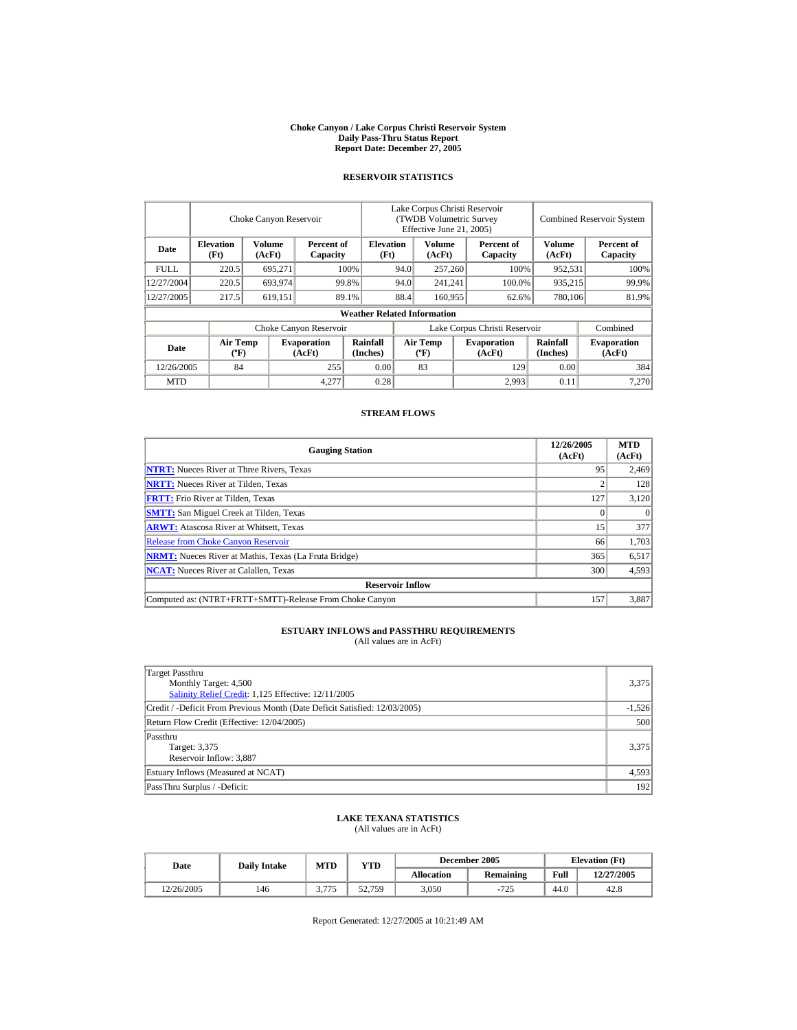# Choke Canyon / Lake Corpus Christi Reservoir System
## Daily Pass-Thru Status Report
## Report Date: December 27, 2005

### RESERVOIR STATISTICS

| Date | Choke Canyon Reservoir | | | Lake Corpus Christi Reservoir (TWDB Volumetric Survey Effective June 21, 2005) | | | Combined Reservoir System | |
|---|---|---|---|---|---|---|---|---|
| | Elevation (Ft) | Volume (AcFt) | Percent of Capacity | Elevation (Ft) | Volume (AcFt) | Percent of Capacity | Volume (AcFt) | Percent of Capacity |
| FULL | 220.5 | 695,271 | 100% | 94.0 | 257,260 | 100% | 952,531 | 100% |
| 12/27/2004 | 220.5 | 693,974 | 99.8% | 94.0 | 241,241 | 100.0% | 935,215 | 99.9% |
| 12/27/2005 | 217.5 | 619,151 | 89.1% | 88.4 | 160,955 | 62.6% | 780,106 | 81.9% |

**Weather Related Information**

| Date | Choke Canyon Reservoir | | | Lake Corpus Christi Reservoir | | | Combined |
|---|---|---|---|---|---|---|---|
| | Air Temp (ºF) | Evaporation (AcFt) | Rainfall (Inches) | Air Temp (ºF) | Evaporation (AcFt) | Rainfall (Inches) | Evaporation (AcFt) |
| 12/26/2005 | 84 | 255 | 0.00 | 83 | 129 | 0.00 | 384 |
| MTD | | 4,277 | 0.28 | | 2,993 | 0.11 | 7,270 |

### STREAM FLOWS

| Gauging Station | 12/26/2005 (AcFt) | MTD (AcFt) |
|---|---|---|
| NTRT: Nueces River at Three Rivers, Texas | 95 | 2,469 |
| NRTT: Nueces River at Tilden, Texas | 2 | 128 |
| FRTT: Frio River at Tilden, Texas | 127 | 3,120 |
| SMTT: San Miguel Creek at Tilden, Texas | 0 | 0 |
| ARWT: Atascosa River at Whitsett, Texas | 15 | 377 |
| Release from Choke Canyon Reservoir | 66 | 1,703 |
| NRMT: Nueces River at Mathis, Texas (La Fruta Bridge) | 365 | 6,517 |
| NCAT: Nueces River at Calallen, Texas | 300 | 4,593 |
| **Reservoir Inflow** | | |
| Computed as: (NTRT+FRTT+SMTT)-Release From Choke Canyon | 157 | 3,887 |

### ESTUARY INFLOWS and PASSTHRU REQUIREMENTS
(All values are in AcFt)

| | |
|---|---|
| Target Passthru<br>Monthly Target: 4,500<br>Salinity Relief Credit: 1,125 Effective: 12/11/2005 | 3,375 |
| Credit / -Deficit From Previous Month (Date Deficit Satisfied: 12/03/2005) | -1,526 |
| Return Flow Credit (Effective: 12/04/2005) | 500 |
| Passthru<br>Target: 3,375<br>Reservoir Inflow: 3,887 | 3,375 |
| Estuary Inflows (Measured at NCAT) | 4,593 |
| PassThru Surplus / -Deficit: | 192 |

### LAKE TEXANA STATISTICS
(All values are in AcFt)

| Date | Daily Intake | MTD | YTD | December 2005 | | Elevation (Ft) | |
|---|---|---|---|---|---|---|---|
| | | | | Allocation | Remaining | Full | 12/27/2005 |
| 12/26/2005 | 146 | 3,775 | 52,759 | 3,050 | -725 | 44.0 | 42.8 |

Report Generated: 12/27/2005 at 10:21:49 AM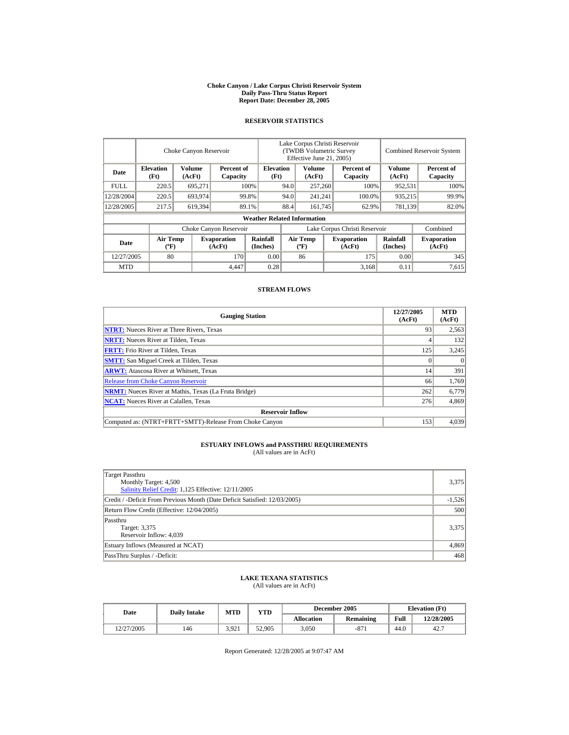# Choke Canyon / Lake Corpus Christi Reservoir System
## Daily Pass-Thru Status Report
## Report Date: December 28, 2005

### RESERVOIR STATISTICS

| Date | Choke Canyon Reservoir | | | Lake Corpus Christi Reservoir (TWDB Volumetric Survey Effective June 21, 2005) | | | Combined Reservoir System | |
|---|---|---|---|---|---|---|---|---|
| | Elevation (Ft) | Volume (AcFt) | Percent of Capacity | Elevation (Ft) | Volume (AcFt) | Percent of Capacity | Volume (AcFt) | Percent of Capacity |
| FULL | 220.5 | 695,271 | 100% | 94.0 | 257,260 | 100% | 952,531 | 100% |
| 12/28/2004 | 220.5 | 693,974 | 99.8% | 94.0 | 241,241 | 100.0% | 935,215 | 99.9% |
| 12/28/2005 | 217.5 | 619,394 | 89.1% | 88.4 | 161,745 | 62.9% | 781,139 | 82.0% |

**Weather Related Information**

| Date | Choke Canyon Reservoir | | | Lake Corpus Christi Reservoir | | | Combined |
|---|---|---|---|---|---|---|---|
| | Air Temp (ºF) | Evaporation (AcFt) | Rainfall (Inches) | Air Temp (ºF) | Evaporation (AcFt) | Rainfall (Inches) | Evaporation (AcFt) |
| 12/27/2005 | 80 | 170 | 0.00 | 86 | 175 | 0.00 | 345 |
| MTD | | 4,447 | 0.28 | | 3,168 | 0.11 | 7,615 |

### STREAM FLOWS

| Gauging Station | 12/27/2005 (AcFt) | MTD (AcFt) |
|---|---|---|
| **NTRT:** Nueces River at Three Rivers, Texas | 93 | 2,563 |
| **NRTT:** Nueces River at Tilden, Texas | 4 | 132 |
| **FRTT:** Frio River at Tilden, Texas | 125 | 3,245 |
| **SMTT:** San Miguel Creek at Tilden, Texas | 0 | 0 |
| **ARWT:** Atascosa River at Whitsett, Texas | 14 | 391 |
| Release from Choke Canyon Reservoir | 66 | 1,769 |
| **NRMT:** Nueces River at Mathis, Texas (La Fruta Bridge) | 262 | 6,779 |
| **NCAT:** Nueces River at Calallen, Texas | 276 | 4,869 |
| **Reservoir Inflow** | | |
| Computed as: (NTRT+FRTT+SMTT)-Release From Choke Canyon | 153 | 4,039 |

### ESTUARY INFLOWS and PASSTHRU REQUIREMENTS
(All values are in AcFt)

| | |
|---|---|
| Target Passthru<br>Monthly Target: 4,500<br>Salinity Relief Credit: 1,125 Effective: 12/11/2005 | 3,375 |
| Credit / -Deficit From Previous Month (Date Deficit Satisfied: 12/03/2005) | -1,526 |
| Return Flow Credit (Effective: 12/04/2005) | 500 |
| Passthru<br>Target: 3,375<br>Reservoir Inflow: 4,039 | 3,375 |
| Estuary Inflows (Measured at NCAT) | 4,869 |
| PassThru Surplus / -Deficit: | 468 |

### LAKE TEXANA STATISTICS
(All values are in AcFt)

| Date | Daily Intake | MTD | YTD | December 2005 | | Elevation (Ft) | |
|---|---|---|---|---|---|---|---|
| | | | | Allocation | Remaining | Full | 12/28/2005 |
| 12/27/2005 | 146 | 3,921 | 52,905 | 3,050 | -871 | 44.0 | 42.7 |

Report Generated: 12/28/2005 at 9:07:47 AM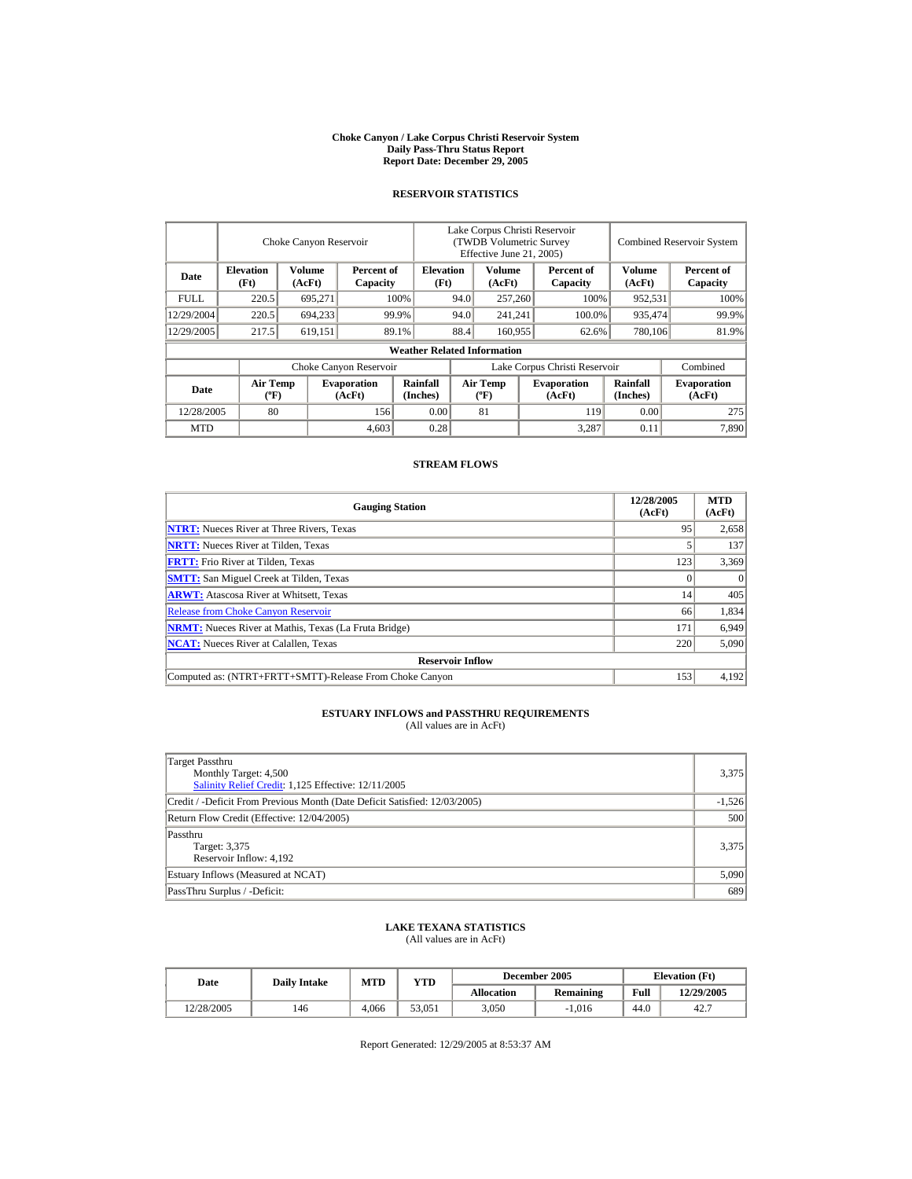# Choke Canyon / Lake Corpus Christi Reservoir System
## Daily Pass-Thru Status Report
## Report Date: December 29, 2005

### RESERVOIR STATISTICS

| Date | Choke Canyon Reservoir | | | Lake Corpus Christi Reservoir (TWDB Volumetric Survey Effective June 21, 2005) | | | Combined Reservoir System | |
|---|---|---|---|---|---|---|---|---|
| | Elevation (Ft) | Volume (AcFt) | Percent of Capacity | Elevation (Ft) | Volume (AcFt) | Percent of Capacity | Volume (AcFt) | Percent of Capacity |
| FULL | 220.5 | 695,271 | 100% | 94.0 | 257,260 | 100% | 952,531 | 100% |
| 12/29/2004 | 220.5 | 694,233 | 99.9% | 94.0 | 241,241 | 100.0% | 935,474 | 99.9% |
| 12/29/2005 | 217.5 | 619,151 | 89.1% | 88.4 | 160,955 | 62.6% | 780,106 | 81.9% |

**Weather Related Information**

| Date | Choke Canyon Reservoir | | | Lake Corpus Christi Reservoir | | | Combined |
|---|---|---|---|---|---|---|---|
| | Air Temp (ºF) | Evaporation (AcFt) | Rainfall (Inches) | Air Temp (ºF) | Evaporation (AcFt) | Rainfall (Inches) | Evaporation (AcFt) |
| 12/28/2005 | 80 | 156 | 0.00 | 81 | 119 | 0.00 | 275 |
| MTD | | 4,603 | 0.28 | | 3,287 | 0.11 | 7,890 |

### STREAM FLOWS

| Gauging Station | 12/28/2005 (AcFt) | MTD (AcFt) |
|---|---|---|
| **NTRT:** Nueces River at Three Rivers, Texas | 95 | 2,658 |
| **NRTT:** Nueces River at Tilden, Texas | 5 | 137 |
| **FRTT:** Frio River at Tilden, Texas | 123 | 3,369 |
| **SMTT:** San Miguel Creek at Tilden, Texas | 0 | 0 |
| **ARWT:** Atascosa River at Whitsett, Texas | 14 | 405 |
| Release from Choke Canyon Reservoir | 66 | 1,834 |
| **NRMT:** Nueces River at Mathis, Texas (La Fruta Bridge) | 171 | 6,949 |
| **NCAT:** Nueces River at Calallen, Texas | 220 | 5,090 |
| **Reservoir Inflow** | | |
| Computed as: (NTRT+FRTT+SMTT)-Release From Choke Canyon | 153 | 4,192 |

### ESTUARY INFLOWS and PASSTHRU REQUIREMENTS
(All values are in AcFt)

| Item | Value |
|---|---|
| Target Passthru<br>Monthly Target: 4,500<br>Salinity Relief Credit: 1,125 Effective: 12/11/2005 | 3,375 |
| Credit / -Deficit From Previous Month (Date Deficit Satisfied: 12/03/2005) | -1,526 |
| Return Flow Credit (Effective: 12/04/2005) | 500 |
| Passthru<br>Target: 3,375<br>Reservoir Inflow: 4,192 | 3,375 |
| Estuary Inflows (Measured at NCAT) | 5,090 |
| PassThru Surplus / -Deficit: | 689 |

### LAKE TEXANA STATISTICS
(All values are in AcFt)

| Date | Daily Intake | MTD | YTD | December 2005 | | Elevation (Ft) | |
|---|---|---|---|---|---|---|---|
| | | | | Allocation | Remaining | Full | 12/29/2005 |
| 12/28/2005 | 146 | 4,066 | 53,051 | 3,050 | -1,016 | 44.0 | 42.7 |

Report Generated: 12/29/2005 at 8:53:37 AM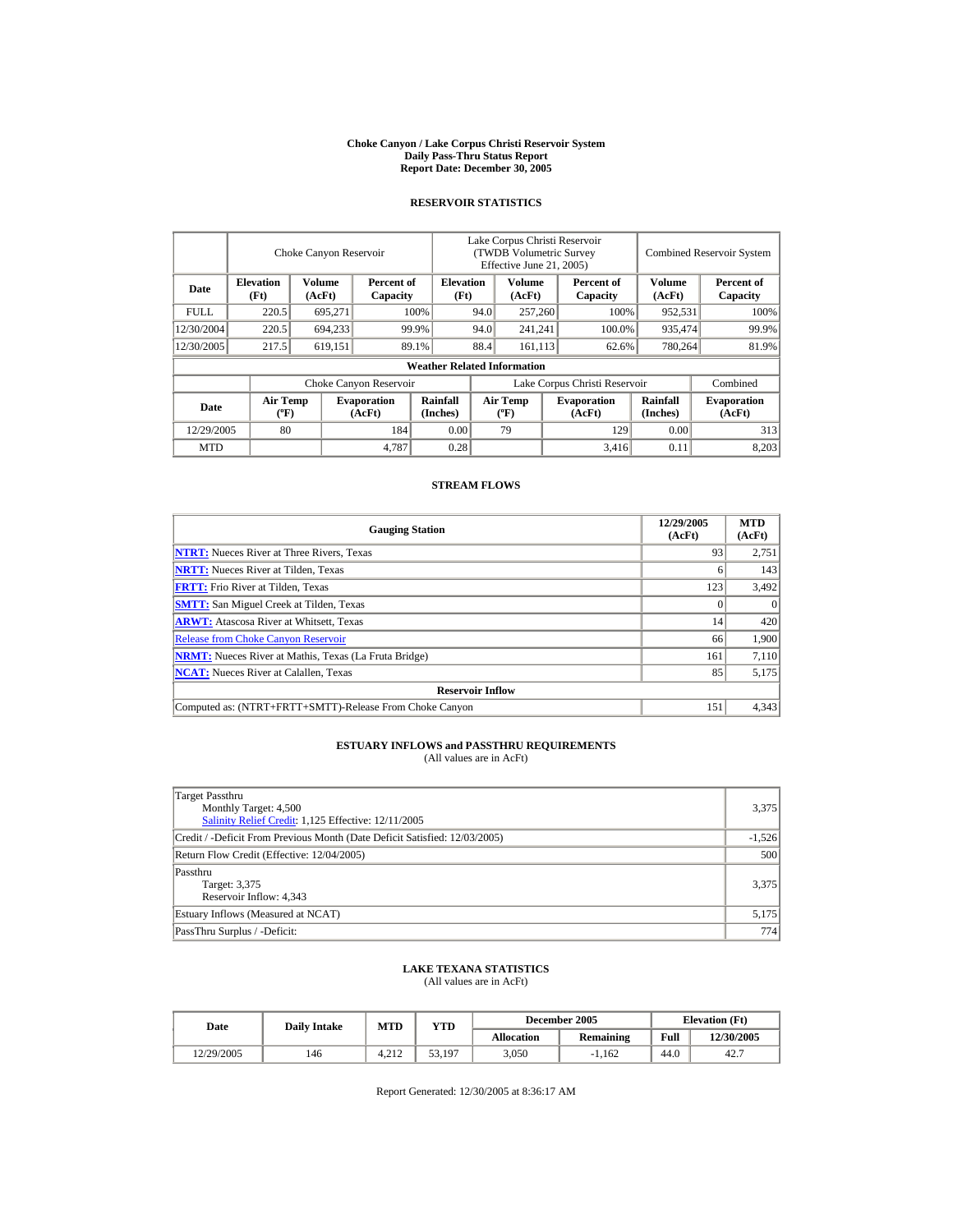# Choke Canyon / Lake Corpus Christi Reservoir System
## Daily Pass-Thru Status Report
## Report Date: December 30, 2005

### RESERVOIR STATISTICS

| Date | Choke Canyon Reservoir | | | Lake Corpus Christi Reservoir (TWDB Volumetric Survey Effective June 21, 2005) | | | Combined Reservoir System | |
|---|---|---|---|---|---|---|---|---|
| | Elevation (Ft) | Volume (AcFt) | Percent of Capacity | Elevation (Ft) | Volume (AcFt) | Percent of Capacity | Volume (AcFt) | Percent of Capacity |
| FULL | 220.5 | 695,271 | 100% | 94.0 | 257,260 | 100% | 952,531 | 100% |
| 12/30/2004 | 220.5 | 694,233 | 99.9% | 94.0 | 241,241 | 100.0% | 935,474 | 99.9% |
| 12/30/2005 | 217.5 | 619,151 | 89.1% | 88.4 | 161,113 | 62.6% | 780,264 | 81.9% |

**Weather Related Information**

| Date | Choke Canyon Reservoir | | | Lake Corpus Christi Reservoir | | | Combined |
|---|---|---|---|---|---|---|---|
| | Air Temp (ºF) | Evaporation (AcFt) | Rainfall (Inches) | Air Temp (ºF) | Evaporation (AcFt) | Rainfall (Inches) | Evaporation (AcFt) |
| 12/29/2005 | 80 | 184 | 0.00 | 79 | 129 | 0.00 | 313 |
| MTD | | 4,787 | 0.28 | | 3,416 | 0.11 | 8,203 |

### STREAM FLOWS

| Gauging Station | 12/29/2005 (AcFt) | MTD (AcFt) |
|---|---|---|
| **NTRT:** Nueces River at Three Rivers, Texas | 93 | 2,751 |
| **NRTT:** Nueces River at Tilden, Texas | 6 | 143 |
| **FRTT:** Frio River at Tilden, Texas | 123 | 3,492 |
| **SMTT:** San Miguel Creek at Tilden, Texas | 0 | 0 |
| **ARWT:** Atascosa River at Whitsett, Texas | 14 | 420 |
| Release from Choke Canyon Reservoir | 66 | 1,900 |
| **NRMT:** Nueces River at Mathis, Texas (La Fruta Bridge) | 161 | 7,110 |
| **NCAT:** Nueces River at Calallen, Texas | 85 | 5,175 |
| **Reservoir Inflow** | | |
| Computed as: (NTRT+FRTT+SMTT)-Release From Choke Canyon | 151 | 4,343 |

### ESTUARY INFLOWS and PASSTHRU REQUIREMENTS
(All values are in AcFt)

| | |
|---|---|
| Target Passthru<br>Monthly Target: 4,500<br>Salinity Relief Credit: 1,125 Effective: 12/11/2005 | 3,375 |
| Credit / -Deficit From Previous Month (Date Deficit Satisfied: 12/03/2005) | -1,526 |
| Return Flow Credit (Effective: 12/04/2005) | 500 |
| Passthru<br>Target: 3,375<br>Reservoir Inflow: 4,343 | 3,375 |
| Estuary Inflows (Measured at NCAT) | 5,175 |
| PassThru Surplus / -Deficit: | 774 |

### LAKE TEXANA STATISTICS
(All values are in AcFt)

| Date | Daily Intake | MTD | YTD | December 2005 | | Elevation (Ft) | |
|---|---|---|---|---|---|---|---|
| | | | | Allocation | Remaining | Full | 12/30/2005 |
| 12/29/2005 | 146 | 4,212 | 53,197 | 3,050 | -1,162 | 44.0 | 42.7 |

Report Generated: 12/30/2005 at 8:36:17 AM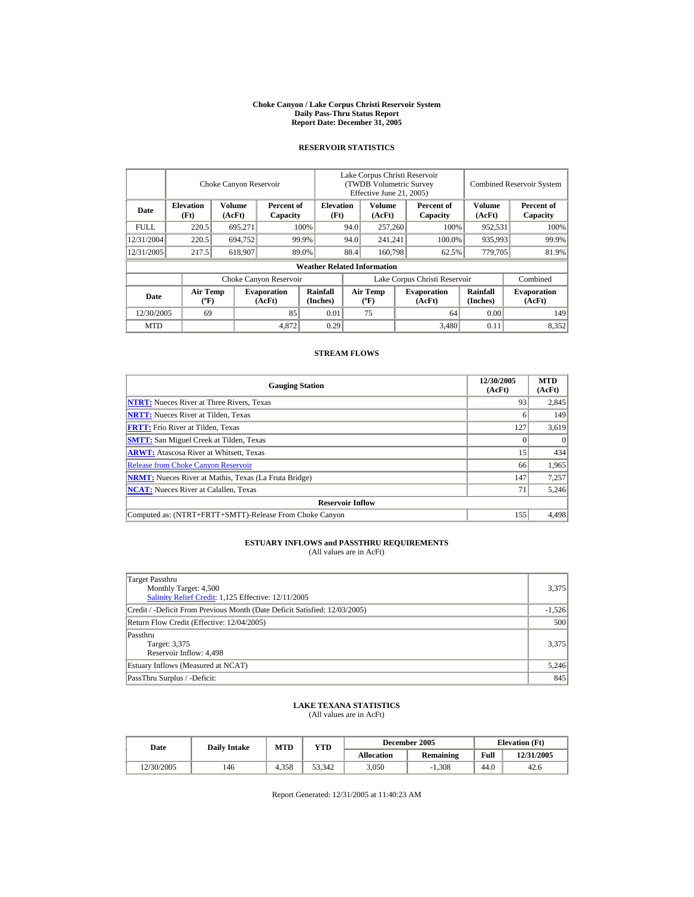# Choke Canyon / Lake Corpus Christi Reservoir System
## Daily Pass-Thru Status Report
### Report Date: December 31, 2005

## RESERVOIR STATISTICS

| Date | Choke Canyon Reservoir | | | Lake Corpus Christi Reservoir (TWDB Volumetric Survey Effective June 21, 2005) | | | Combined Reservoir System | |
|---|---|---|---|---|---|---|---|---|
| | Elevation (Ft) | Volume (AcFt) | Percent of Capacity | Elevation (Ft) | Volume (AcFt) | Percent of Capacity | Volume (AcFt) | Percent of Capacity |
| FULL | 220.5 | 695,271 | 100% | 94.0 | 257,260 | 100% | 952,531 | 100% |
| 12/31/2004 | 220.5 | 694,752 | 99.9% | 94.0 | 241,241 | 100.0% | 935,993 | 99.9% |
| 12/31/2005 | 217.5 | 618,907 | 89.0% | 88.4 | 160,798 | 62.5% | 779,705 | 81.9% |

**Weather Related Information**

| Date | Choke Canyon Reservoir | | | Lake Corpus Christi Reservoir | | | Combined |
|---|---|---|---|---|---|---|---|
| | Air Temp (ºF) | Evaporation (AcFt) | Rainfall (Inches) | Air Temp (ºF) | Evaporation (AcFt) | Rainfall (Inches) | Evaporation (AcFt) |
| 12/30/2005 | 69 | 85 | 0.01 | 75 | 64 | 0.00 | 149 |
| MTD | | 4,872 | 0.29 | | 3,480 | 0.11 | 8,352 |

## STREAM FLOWS

| Gauging Station | 12/30/2005 (AcFt) | MTD (AcFt) |
|---|---|---|
| **NTRT:** Nueces River at Three Rivers, Texas | 93 | 2,845 |
| **NRTT:** Nueces River at Tilden, Texas | 6 | 149 |
| **FRTT:** Frio River at Tilden, Texas | 127 | 3,619 |
| **SMTT:** San Miguel Creek at Tilden, Texas | 0 | 0 |
| **ARWT:** Atascosa River at Whitsett, Texas | 15 | 434 |
| Release from Choke Canyon Reservoir | 66 | 1,965 |
| **NRMT:** Nueces River at Mathis, Texas (La Fruta Bridge) | 147 | 7,257 |
| **NCAT:** Nueces River at Calallen, Texas | 71 | 5,246 |
| **Reservoir Inflow** | | |
| Computed as: (NTRT+FRTT+SMTT)-Release From Choke Canyon | 155 | 4,498 |

## ESTUARY INFLOWS and PASSTHRU REQUIREMENTS
(All values are in AcFt)

| | |
|---|---|
| Target Passthru<br>Monthly Target: 4,500<br>Salinity Relief Credit: 1,125 Effective: 12/11/2005 | 3,375 |
| Credit / -Deficit From Previous Month (Date Deficit Satisfied: 12/03/2005) | -1,526 |
| Return Flow Credit (Effective: 12/04/2005) | 500 |
| Passthru<br>Target: 3,375<br>Reservoir Inflow: 4,498 | 3,375 |
| Estuary Inflows (Measured at NCAT) | 5,246 |
| PassThru Surplus / -Deficit: | 845 |

## LAKE TEXANA STATISTICS
(All values are in AcFt)

| Date | Daily Intake | MTD | YTD | December 2005 | | Elevation (Ft) | |
|---|---|---|---|---|---|---|---|
| | | | | Allocation | Remaining | Full | 12/31/2005 |
| 12/30/2005 | 146 | 4,358 | 53,342 | 3,050 | -1,308 | 44.0 | 42.6 |

Report Generated: 12/31/2005 at 11:40:23 AM